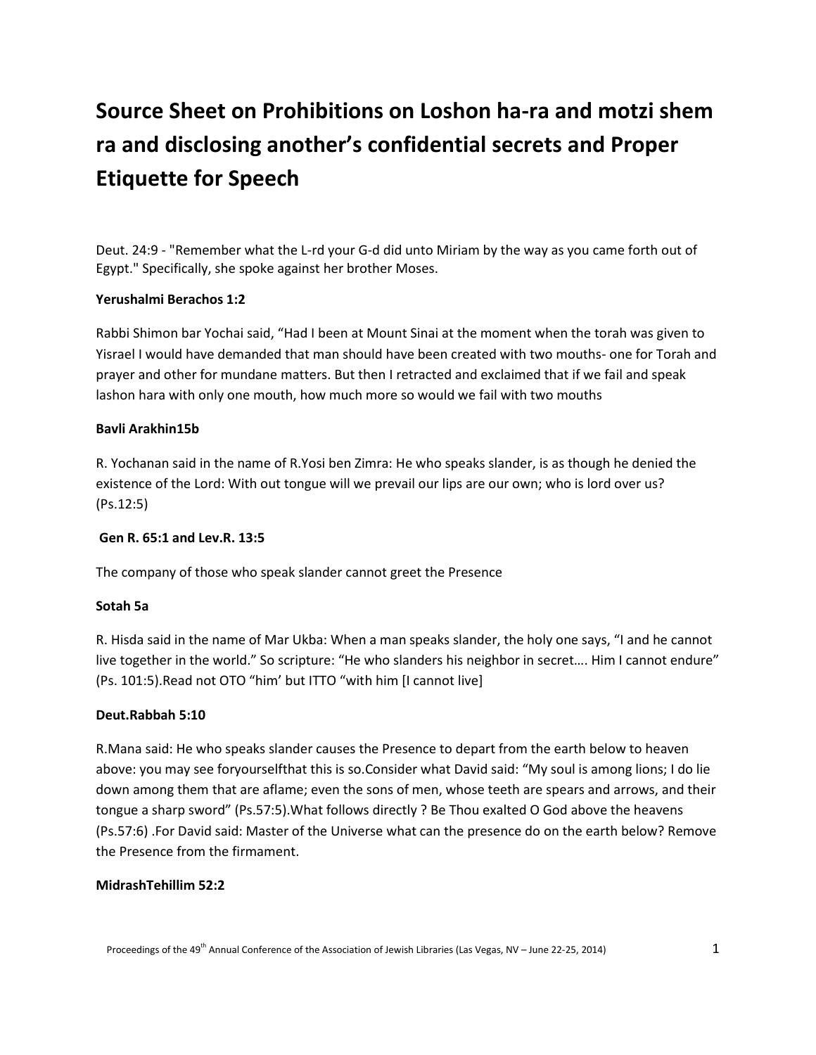# Source Sheet on Prohibitions on Loshon ha-ra and motzi shem ra and disclosing another's confidential secrets and Proper Etiquette for Speech

Deut. 24:9 - "Remember what the L-rd your G-d did unto Miriam by the way as you came forth out of Egypt." Specifically, she spoke against her brother Moses.

**Yerushalmi Berachos 1:2**

Rabbi Shimon bar Yochai said, "Had I been at Mount Sinai at the moment when the torah was given to Yisrael I would have demanded that man should have been created with two mouths- one for Torah and prayer and other for mundane matters. But then I retracted and exclaimed that if we fail and speak lashon hara with only one mouth, how much more so would we fail with two mouths

**Bavli Arakhin15b**

R. Yochanan said in the name of R.Yosi ben Zimra: He who speaks slander, is as though he denied the existence of the Lord: With out tongue will we prevail our lips are our own; who is lord over us? (Ps.12:5)

**Gen R. 65:1 and Lev.R. 13:5**

The company of those who speak slander cannot greet the Presence

**Sotah 5a**

R. Hisda said in the name of Mar Ukba: When a man speaks slander, the holy one says, "I and he cannot live together in the world." So scripture: "He who slanders his neighbor in secret…. Him I cannot endure" (Ps. 101:5).Read not OTO "him' but ITTO "with him [I cannot live]

**Deut.Rabbah 5:10**

R.Mana said: He who speaks slander causes the Presence to depart from the earth below to heaven above: you may see foryourselfthat this is so.Consider what David said: "My soul is among lions; I do lie down among them that are aflame; even the sons of men, whose teeth are spears and arrows, and their tongue a sharp sword" (Ps.57:5).What follows directly ? Be Thou exalted O God above the heavens (Ps.57:6) .For David said: Master of the Universe what can the presence do on the earth below? Remove the Presence from the firmament.

**MidrashTehillim 52:2**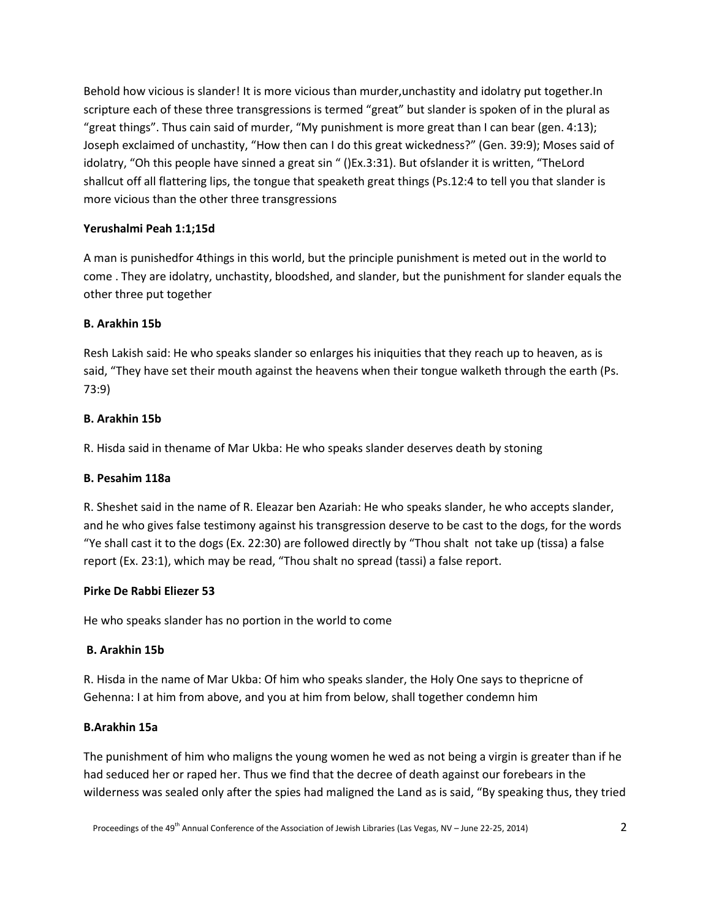Behold how vicious is slander! It is more vicious than murder,unchastity and idolatry put together.In scripture each of these three transgressions is termed "great" but slander is spoken of in the plural as "great things". Thus cain said of murder, "My punishment is more great than I can bear (gen. 4:13); Joseph exclaimed of unchastity, "How then can I do this great wickedness?" (Gen. 39:9); Moses said of idolatry, "Oh this people have sinned a great sin " ()Ex.3:31). But ofslander it is written, "TheLord shallcut off all flattering lips, the tongue that speaketh great things (Ps.12:4 to tell you that slander is more vicious than the other three transgressions

**Yerushalmi Peah 1:1;15d**

A man is punishedfor 4things in this world, but the principle punishment is meted out in the world to come . They are idolatry, unchastity, bloodshed, and slander, but the punishment for slander equals the other three put together

**B. Arakhin 15b**

Resh Lakish said: He who speaks slander so enlarges his iniquities that they reach up to heaven, as is said, "They have set their mouth against the heavens when their tongue walketh through the earth (Ps. 73:9)

**B. Arakhin 15b**

R. Hisda said in thename of Mar Ukba: He who speaks slander deserves death by stoning

**B. Pesahim 118a**

R. Sheshet said in the name of R. Eleazar ben Azariah: He who speaks slander, he who accepts slander, and he who gives false testimony against his transgression deserve to be cast to the dogs, for the words "Ye shall cast it to the dogs (Ex. 22:30) are followed directly by "Thou shalt not take up (tissa) a false report (Ex. 23:1), which may be read, "Thou shalt no spread (tassi) a false report.

**Pirke De Rabbi Eliezer 53**

He who speaks slander has no portion in the world to come

**B. Arakhin 15b**

R. Hisda in the name of Mar Ukba: Of him who speaks slander, the Holy One says to thepricne of Gehenna: I at him from above, and you at him from below, shall together condemn him

**B.Arakhin 15a**

The punishment of him who maligns the young women he wed as not being a virgin is greater than if he had seduced her or raped her. Thus we find that the decree of death against our forebears in the wilderness was sealed only after the spies had maligned the Land as is said, "By speaking thus, they tried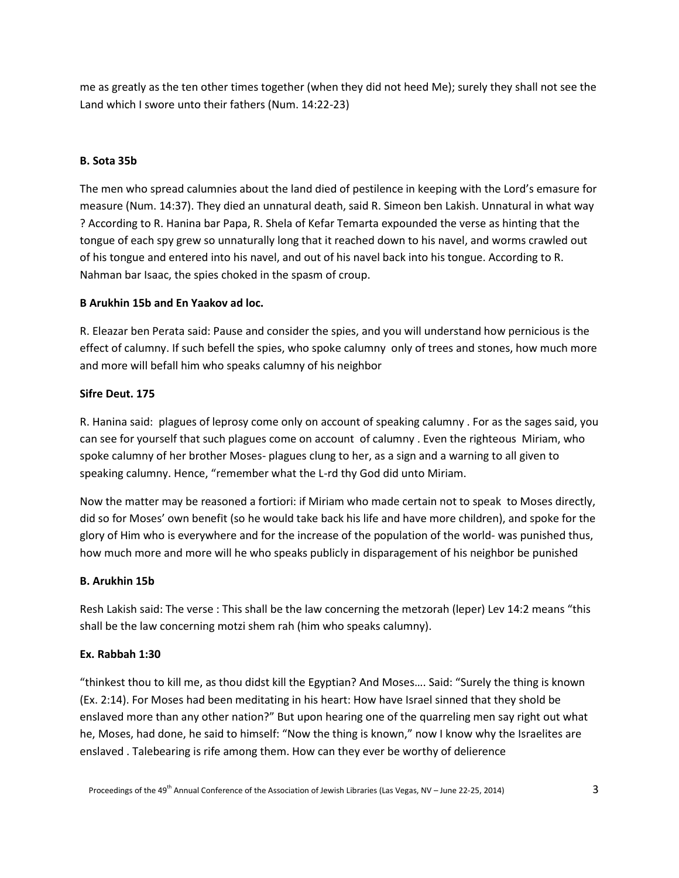me as greatly as the ten other times together (when they did not heed Me); surely they shall not see the Land which I swore unto their fathers (Num. 14:22-23)

**B. Sota 35b**

The men who spread calumnies about the land died of pestilence in keeping with the Lord's emasure for measure (Num. 14:37). They died an unnatural death, said R. Simeon ben Lakish. Unnatural in what way ? According to R. Hanina bar Papa, R. Shela of Kefar Temarta expounded the verse as hinting that the tongue of each spy grew so unnaturally long that it reached down to his navel, and worms crawled out of his tongue and entered into his navel, and out of his navel back into his tongue. According to R. Nahman bar Isaac, the spies choked in the spasm of croup.

**B Arukhin 15b and En Yaakov ad loc.**

R. Eleazar ben Perata said: Pause and consider the spies, and you will understand how pernicious is the effect of calumny. If such befell the spies, who spoke calumny only of trees and stones, how much more and more will befall him who speaks calumny of his neighbor

**Sifre Deut. 175**

R. Hanina said: plagues of leprosy come only on account of speaking calumny . For as the sages said, you can see for yourself that such plagues come on account of calumny . Even the righteous Miriam, who spoke calumny of her brother Moses- plagues clung to her, as a sign and a warning to all given to speaking calumny. Hence, "remember what the L-rd thy God did unto Miriam.

Now the matter may be reasoned a fortiori: if Miriam who made certain not to speak to Moses directly, did so for Moses' own benefit (so he would take back his life and have more children), and spoke for the glory of Him who is everywhere and for the increase of the population of the world- was punished thus, how much more and more will he who speaks publicly in disparagement of his neighbor be punished

**B. Arukhin 15b**

Resh Lakish said: The verse : This shall be the law concerning the metzorah (leper) Lev 14:2 means "this shall be the law concerning motzi shem rah (him who speaks calumny).

**Ex. Rabbah 1:30**

"thinkest thou to kill me, as thou didst kill the Egyptian? And Moses…. Said: "Surely the thing is known (Ex. 2:14). For Moses had been meditating in his heart: How have Israel sinned that they shold be enslaved more than any other nation?" But upon hearing one of the quarreling men say right out what he, Moses, had done, he said to himself: "Now the thing is known," now I know why the Israelites are enslaved . Talebearing is rife among them. How can they ever be worthy of delierence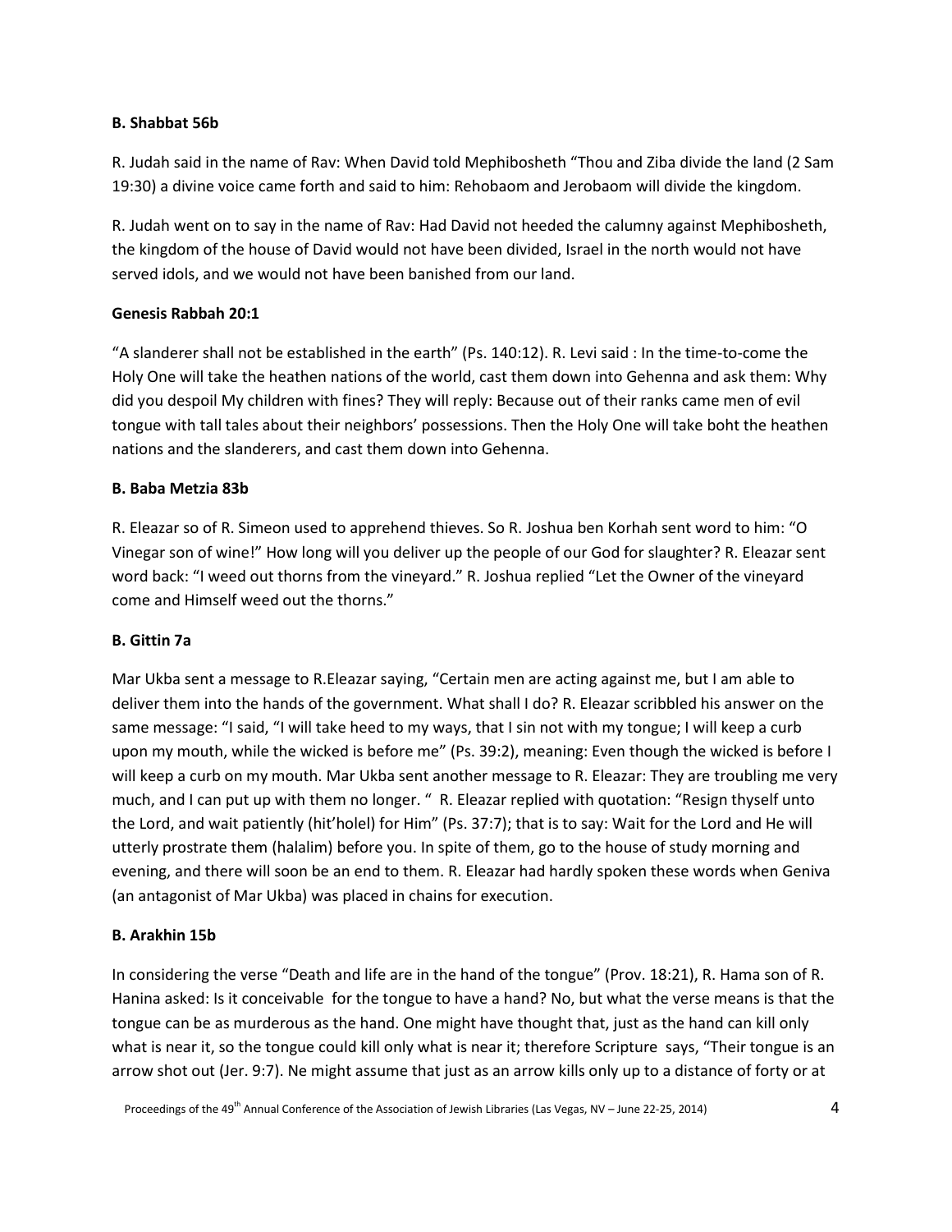**B. Shabbat 56b**

R. Judah said in the name of Rav: When David told Mephibosheth "Thou and Ziba divide the land (2 Sam 19:30) a divine voice came forth and said to him: Rehobaom and Jerobaom will divide the kingdom.

R. Judah went on to say in the name of Rav: Had David not heeded the calumny against Mephibosheth, the kingdom of the house of David would not have been divided, Israel in the north would not have served idols, and we would not have been banished from our land.

**Genesis Rabbah 20:1**

"A slanderer shall not be established in the earth" (Ps. 140:12). R. Levi said : In the time-to-come the Holy One will take the heathen nations of the world, cast them down into Gehenna and ask them: Why did you despoil My children with fines? They will reply: Because out of their ranks came men of evil tongue with tall tales about their neighbors' possessions. Then the Holy One will take boht the heathen nations and the slanderers, and cast them down into Gehenna.

**B. Baba Metzia 83b**

R. Eleazar so of R. Simeon used to apprehend thieves. So R. Joshua ben Korhah sent word to him: "O Vinegar son of wine!" How long will you deliver up the people of our God for slaughter? R. Eleazar sent word back: "I weed out thorns from the vineyard." R. Joshua replied "Let the Owner of the vineyard come and Himself weed out the thorns."

**B. Gittin 7a**

Mar Ukba sent a message to R.Eleazar saying, "Certain men are acting against me, but I am able to deliver them into the hands of the government. What shall I do? R. Eleazar scribbled his answer on the same message: "I said, "I will take heed to my ways, that I sin not with my tongue; I will keep a curb upon my mouth, while the wicked is before me" (Ps. 39:2), meaning: Even though the wicked is before I will keep a curb on my mouth. Mar Ukba sent another message to R. Eleazar: They are troubling me very much, and I can put up with them no longer. " R. Eleazar replied with quotation: "Resign thyself unto the Lord, and wait patiently (hit'holel) for Him" (Ps. 37:7); that is to say: Wait for the Lord and He will utterly prostrate them (halalim) before you. In spite of them, go to the house of study morning and evening, and there will soon be an end to them. R. Eleazar had hardly spoken these words when Geniva (an antagonist of Mar Ukba) was placed in chains for execution.

**B. Arakhin 15b**

In considering the verse "Death and life are in the hand of the tongue" (Prov. 18:21), R. Hama son of R. Hanina asked: Is it conceivable for the tongue to have a hand? No, but what the verse means is that the tongue can be as murderous as the hand. One might have thought that, just as the hand can kill only what is near it, so the tongue could kill only what is near it; therefore Scripture says, "Their tongue is an arrow shot out (Jer. 9:7). Ne might assume that just as an arrow kills only up to a distance of forty or at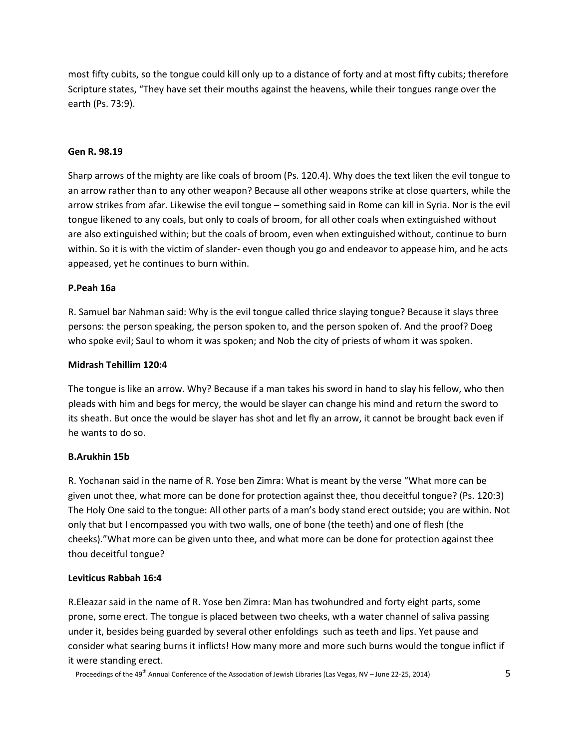most fifty cubits, so the tongue could kill only up to a distance of forty and at most fifty cubits; therefore Scripture states, "They have set their mouths against the heavens, while their tongues range over the earth (Ps. 73:9).

**Gen R. 98.19**

Sharp arrows of the mighty are like coals of broom (Ps. 120.4). Why does the text liken the evil tongue to an arrow rather than to any other weapon? Because all other weapons strike at close quarters, while the arrow strikes from afar. Likewise the evil tongue – something said in Rome can kill in Syria. Nor is the evil tongue likened to any coals, but only to coals of broom, for all other coals when extinguished without are also extinguished within; but the coals of broom, even when extinguished without, continue to burn within. So it is with the victim of slander- even though you go and endeavor to appease him, and he acts appeased, yet he continues to burn within.

**P.Peah 16a**

R. Samuel bar Nahman said: Why is the evil tongue called thrice slaying tongue? Because it slays three persons: the person speaking, the person spoken to, and the person spoken of. And the proof? Doeg who spoke evil; Saul to whom it was spoken; and Nob the city of priests of whom it was spoken.

**Midrash Tehillim 120:4**

The tongue is like an arrow. Why? Because if a man takes his sword in hand to slay his fellow, who then pleads with him and begs for mercy, the would be slayer can change his mind and return the sword to its sheath. But once the would be slayer has shot and let fly an arrow, it cannot be brought back even if he wants to do so.

**B.Arukhin 15b**

R. Yochanan said in the name of R. Yose ben Zimra: What is meant by the verse "What more can be given unot thee, what more can be done for protection against thee, thou deceitful tongue? (Ps. 120:3) The Holy One said to the tongue: All other parts of a man's body stand erect outside; you are within. Not only that but I encompassed you with two walls, one of bone (the teeth) and one of flesh (the cheeks)."What more can be given unto thee, and what more can be done for protection against thee thou deceitful tongue?

**Leviticus Rabbah 16:4**

R.Eleazar said in the name of R. Yose ben Zimra: Man has twohundred and forty eight parts, some prone, some erect. The tongue is placed between two cheeks, wth a water channel of saliva passing under it, besides being guarded by several other enfoldings such as teeth and lips. Yet pause and consider what searing burns it inflicts! How many more and more such burns would the tongue inflict if it were standing erect.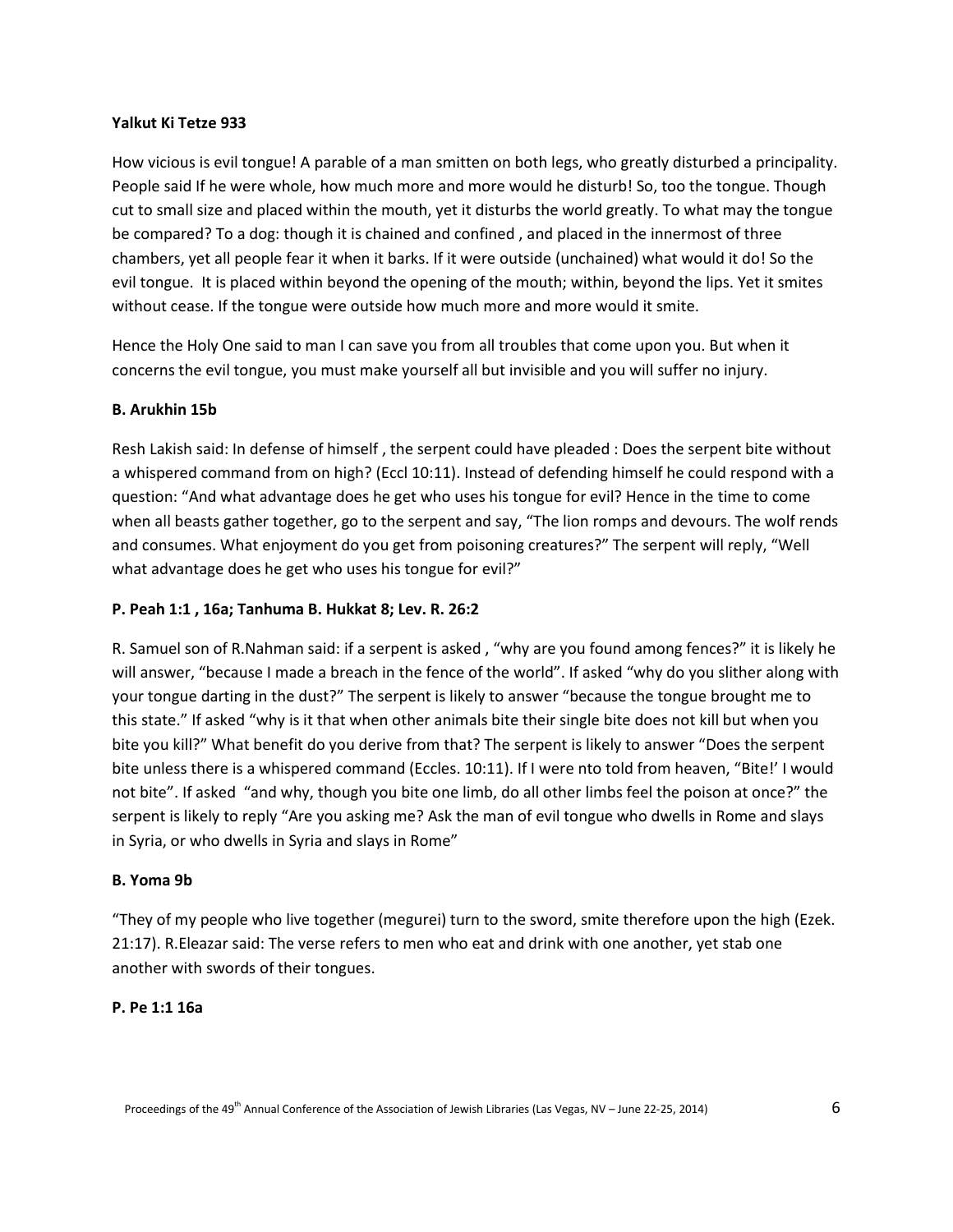**Yalkut Ki Tetze 933**

How vicious is evil tongue! A parable of a man smitten on both legs, who greatly disturbed a principality. People said If he were whole, how much more and more would he disturb! So, too the tongue. Though cut to small size and placed within the mouth, yet it disturbs the world greatly. To what may the tongue be compared? To a dog: though it is chained and confined , and placed in the innermost of three chambers, yet all people fear it when it barks. If it were outside (unchained) what would it do! So the evil tongue. It is placed within beyond the opening of the mouth; within, beyond the lips. Yet it smites without cease. If the tongue were outside how much more and more would it smite.

Hence the Holy One said to man I can save you from all troubles that come upon you. But when it concerns the evil tongue, you must make yourself all but invisible and you will suffer no injury.

**B. Arukhin 15b**

Resh Lakish said: In defense of himself , the serpent could have pleaded : Does the serpent bite without a whispered command from on high? (Eccl 10:11). Instead of defending himself he could respond with a question: "And what advantage does he get who uses his tongue for evil? Hence in the time to come when all beasts gather together, go to the serpent and say, "The lion romps and devours. The wolf rends and consumes. What enjoyment do you get from poisoning creatures?" The serpent will reply, "Well what advantage does he get who uses his tongue for evil?"

**P. Peah 1:1 , 16a; Tanhuma B. Hukkat 8; Lev. R. 26:2**

R. Samuel son of R.Nahman said: if a serpent is asked , "why are you found among fences?" it is likely he will answer, "because I made a breach in the fence of the world". If asked "why do you slither along with your tongue darting in the dust?" The serpent is likely to answer "because the tongue brought me to this state." If asked "why is it that when other animals bite their single bite does not kill but when you bite you kill?" What benefit do you derive from that? The serpent is likely to answer "Does the serpent bite unless there is a whispered command (Eccles. 10:11). If I were nto told from heaven, "Bite!' I would not bite". If asked "and why, though you bite one limb, do all other limbs feel the poison at once?" the serpent is likely to reply "Are you asking me? Ask the man of evil tongue who dwells in Rome and slays in Syria, or who dwells in Syria and slays in Rome"

**B. Yoma 9b**

"They of my people who live together (megurei) turn to the sword, smite therefore upon the high (Ezek. 21:17). R.Eleazar said: The verse refers to men who eat and drink with one another, yet stab one another with swords of their tongues.

**P. Pe 1:1 16a**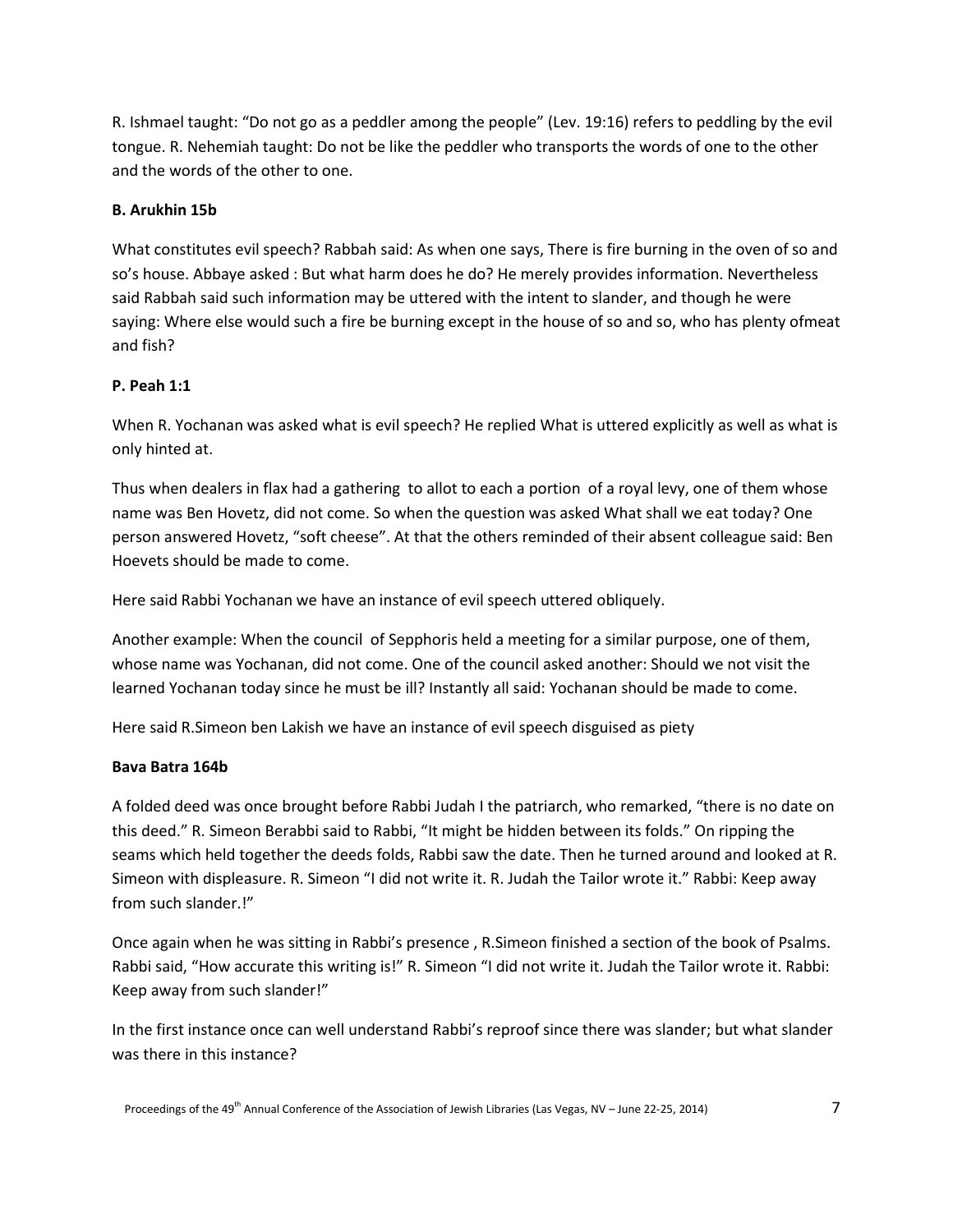R. Ishmael taught: “Do not go as a peddler among the people” (Lev. 19:16) refers to peddling by the evil tongue. R. Nehemiah taught: Do not be like the peddler who transports the words of one to the other and the words of the other to one.

**B. Arukhin 15b**

What constitutes evil speech? Rabbah said: As when one says, There is fire burning in the oven of so and so’s house. Abbaye asked : But what harm does he do? He merely provides information. Nevertheless said Rabbah said such information may be uttered with the intent to slander, and though he were saying: Where else would such a fire be burning except in the house of so and so, who has plenty ofmeat and fish?

**P. Peah 1:1**

When R. Yochanan was asked what is evil speech? He replied What is uttered explicitly as well as what is only hinted at.

Thus when dealers in flax had a gathering to allot to each a portion of a royal levy, one of them whose name was Ben Hovetz, did not come. So when the question was asked What shall we eat today? One person answered Hovetz, “soft cheese”. At that the others reminded of their absent colleague said: Ben Hoevets should be made to come.

Here said Rabbi Yochanan we have an instance of evil speech uttered obliquely.

Another example: When the council of Sepphoris held a meeting for a similar purpose, one of them, whose name was Yochanan, did not come. One of the council asked another: Should we not visit the learned Yochanan today since he must be ill? Instantly all said: Yochanan should be made to come.

Here said R.Simeon ben Lakish we have an instance of evil speech disguised as piety

**Bava Batra 164b**

A folded deed was once brought before Rabbi Judah I the patriarch, who remarked, “there is no date on this deed.” R. Simeon Berabbi said to Rabbi, “It might be hidden between its folds.” On ripping the seams which held together the deeds folds, Rabbi saw the date. Then he turned around and looked at R. Simeon with displeasure. R. Simeon “I did not write it. R. Judah the Tailor wrote it.” Rabbi: Keep away from such slander.!”

Once again when he was sitting in Rabbi’s presence , R.Simeon finished a section of the book of Psalms. Rabbi said, “How accurate this writing is!” R. Simeon “I did not write it. Judah the Tailor wrote it. Rabbi: Keep away from such slander!”

In the first instance once can well understand Rabbi’s reproof since there was slander; but what slander was there in this instance?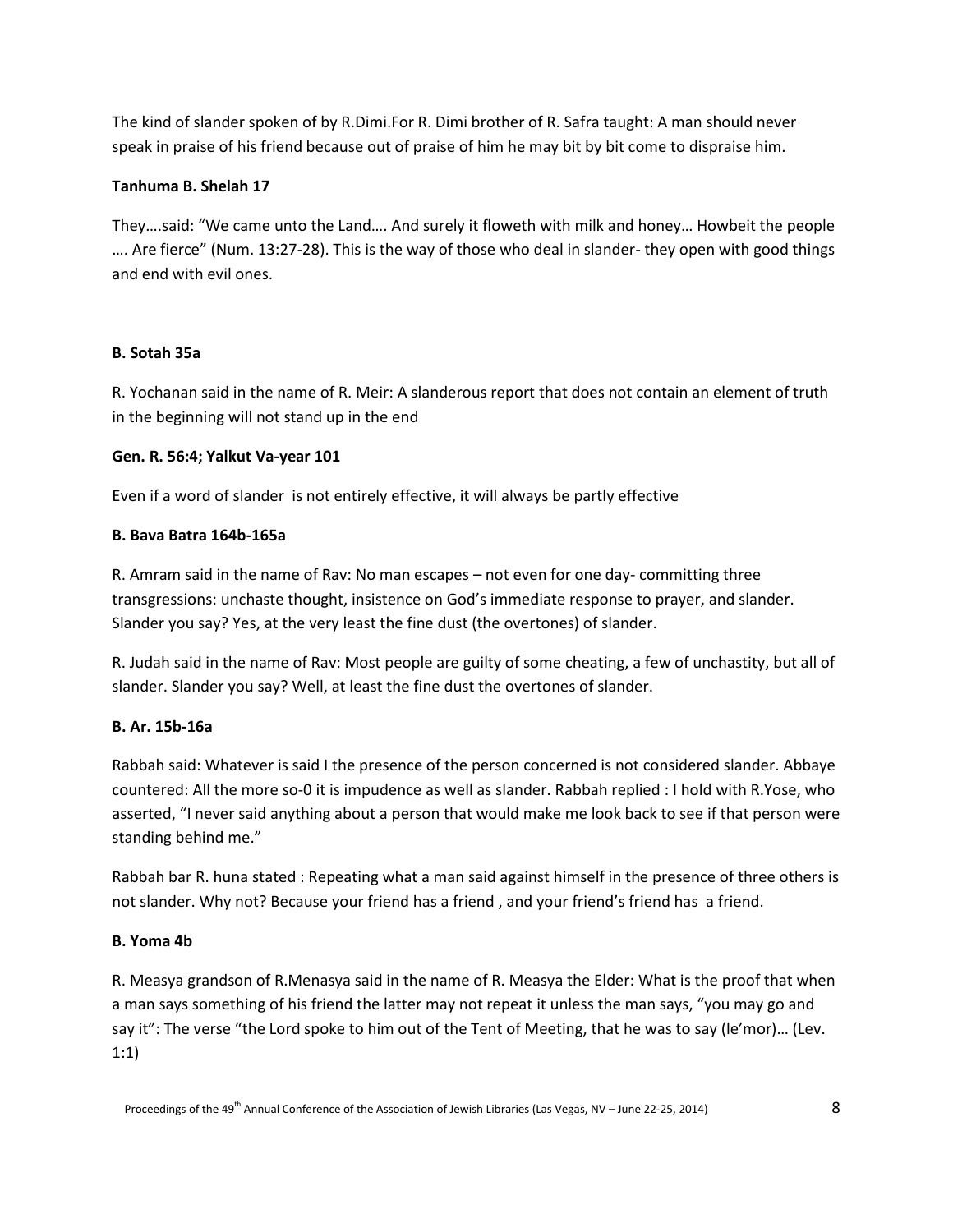The kind of slander spoken of by R.Dimi.For R. Dimi brother of R. Safra taught: A man should never speak in praise of his friend because out of praise of him he may bit by bit come to dispraise him.

**Tanhuma B. Shelah 17**

They….said: "We came unto the Land…. And surely it floweth with milk and honey… Howbeit the people …. Are fierce" (Num. 13:27-28). This is the way of those who deal in slander- they open with good things and end with evil ones.

**B. Sotah 35a**

R. Yochanan said in the name of R. Meir: A slanderous report that does not contain an element of truth in the beginning will not stand up in the end

**Gen. R. 56:4; Yalkut Va-year 101**

Even if a word of slander is not entirely effective, it will always be partly effective

**B. Bava Batra 164b-165a**

R. Amram said in the name of Rav: No man escapes – not even for one day- committing three transgressions: unchaste thought, insistence on God's immediate response to prayer, and slander. Slander you say? Yes, at the very least the fine dust (the overtones) of slander.

R. Judah said in the name of Rav: Most people are guilty of some cheating, a few of unchastity, but all of slander. Slander you say? Well, at least the fine dust the overtones of slander.

**B. Ar. 15b-16a**

Rabbah said: Whatever is said I the presence of the person concerned is not considered slander. Abbaye countered: All the more so-0 it is impudence as well as slander. Rabbah replied : I hold with R.Yose, who asserted, "I never said anything about a person that would make me look back to see if that person were standing behind me."

Rabbah bar R. huna stated : Repeating what a man said against himself in the presence of three others is not slander. Why not? Because your friend has a friend , and your friend's friend has a friend.

**B. Yoma 4b**

R. Measya grandson of R.Menasya said in the name of R. Measya the Elder: What is the proof that when a man says something of his friend the latter may not repeat it unless the man says, "you may go and say it": The verse "the Lord spoke to him out of the Tent of Meeting, that he was to say (le'mor)… (Lev. 1:1)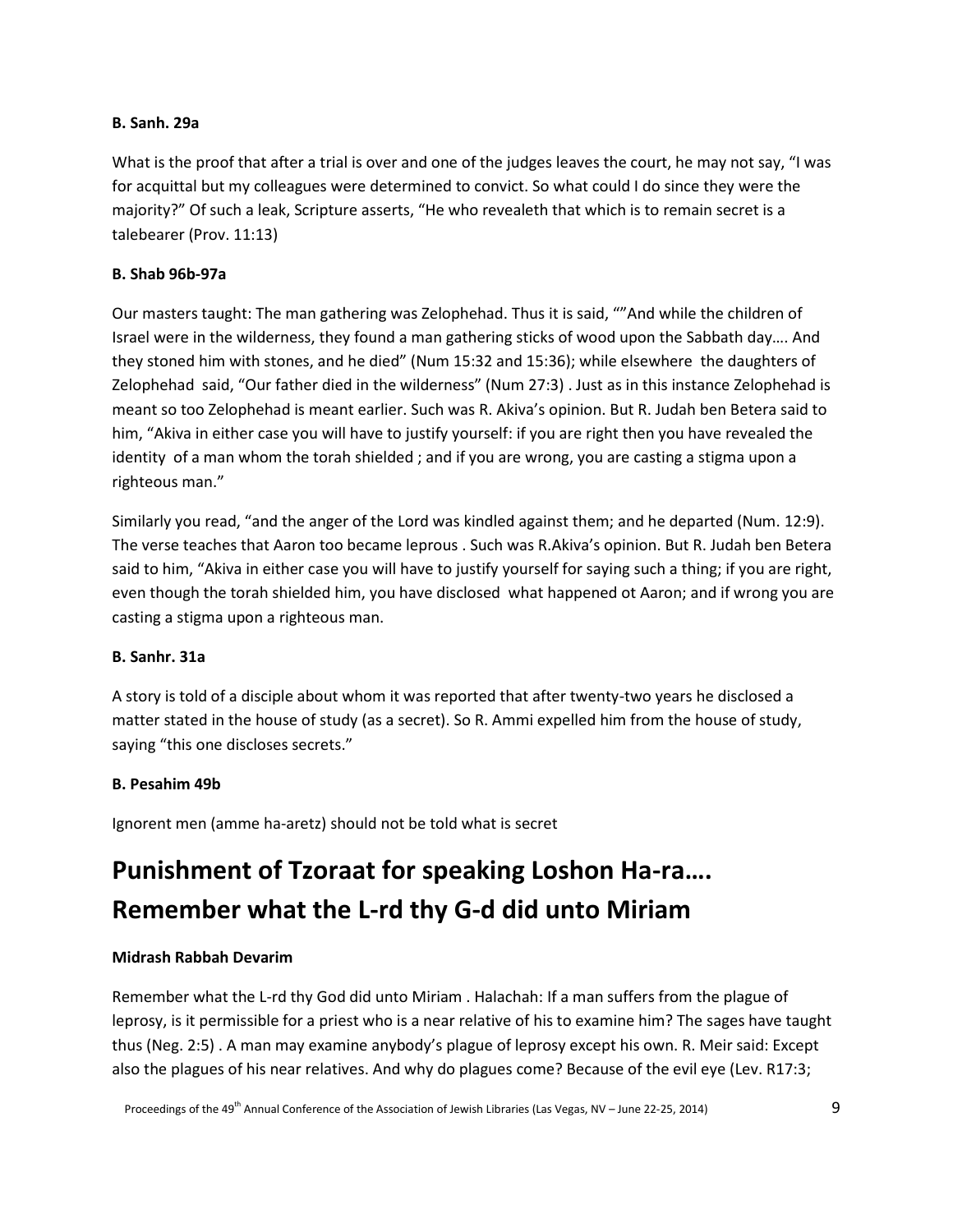**B. Sanh. 29a**

What is the proof that after a trial is over and one of the judges leaves the court, he may not say, "I was for acquittal but my colleagues were determined to convict. So what could I do since they were the majority?" Of such a leak, Scripture asserts, "He who revealeth that which is to remain secret is a talebearer (Prov. 11:13)

**B. Shab 96b-97a**

Our masters taught: The man gathering was Zelophehad. Thus it is said, ""And while the children of Israel were in the wilderness, they found a man gathering sticks of wood upon the Sabbath day…. And they stoned him with stones, and he died" (Num 15:32 and 15:36); while elsewhere the daughters of Zelophehad said, "Our father died in the wilderness" (Num 27:3) . Just as in this instance Zelophehad is meant so too Zelophehad is meant earlier. Such was R. Akiva's opinion. But R. Judah ben Betera said to him, "Akiva in either case you will have to justify yourself: if you are right then you have revealed the identity of a man whom the torah shielded ; and if you are wrong, you are casting a stigma upon a righteous man."

Similarly you read, "and the anger of the Lord was kindled against them; and he departed (Num. 12:9). The verse teaches that Aaron too became leprous . Such was R.Akiva's opinion. But R. Judah ben Betera said to him, "Akiva in either case you will have to justify yourself for saying such a thing; if you are right, even though the torah shielded him, you have disclosed what happened ot Aaron; and if wrong you are casting a stigma upon a righteous man.

**B. Sanhr. 31a**

A story is told of a disciple about whom it was reported that after twenty-two years he disclosed a matter stated in the house of study (as a secret). So R. Ammi expelled him from the house of study, saying "this one discloses secrets."

**B. Pesahim 49b**

Ignorent men (amme ha-aretz) should not be told what is secret

# Punishment of Tzoraat for speaking Loshon Ha-ra…. Remember what the L-rd thy G-d did unto Miriam

**Midrash Rabbah Devarim**

Remember what the L-rd thy God did unto Miriam . Halachah: If a man suffers from the plague of leprosy, is it permissible for a priest who is a near relative of his to examine him? The sages have taught thus (Neg. 2:5) . A man may examine anybody's plague of leprosy except his own. R. Meir said: Except also the plagues of his near relatives. And why do plagues come? Because of the evil eye (Lev. R17:3;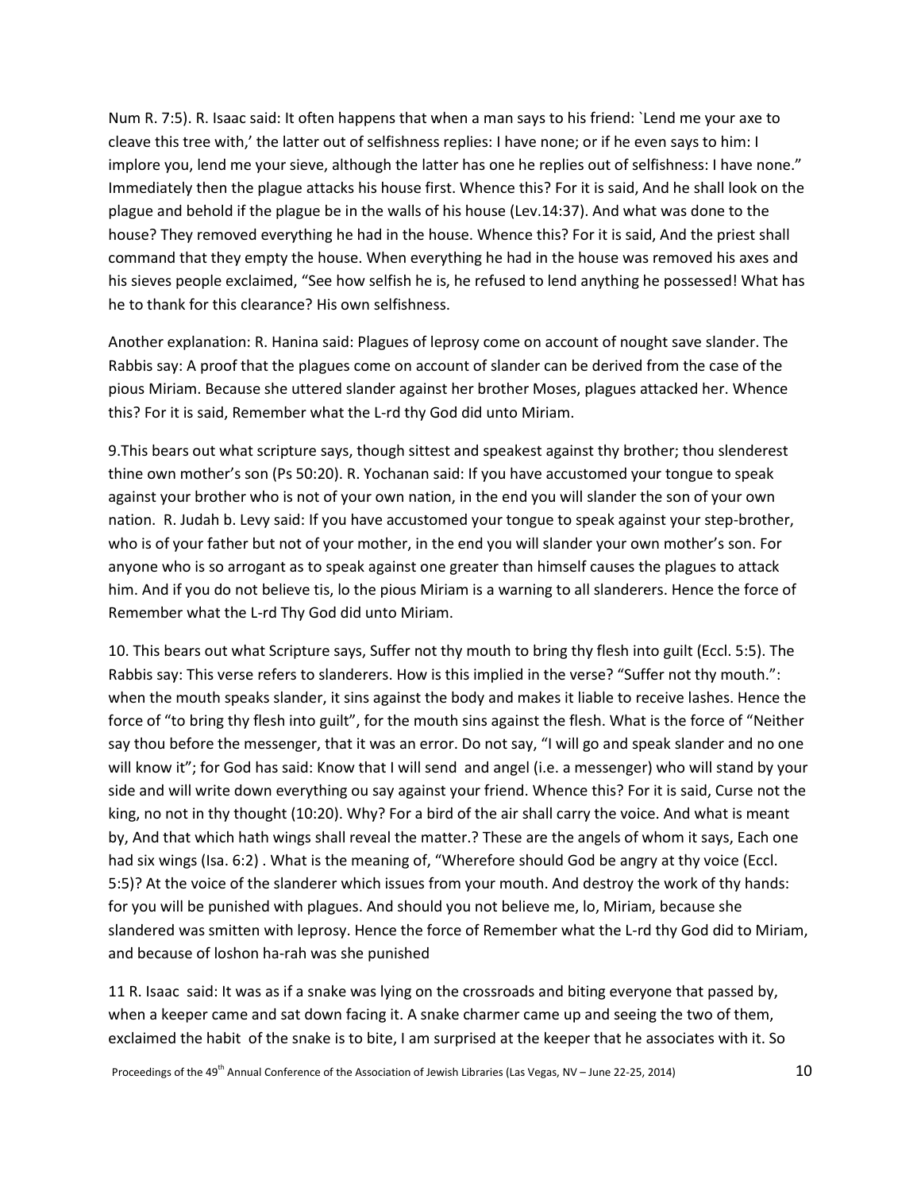Num R. 7:5). R. Isaac said: It often happens that when a man says to his friend: `Lend me your axe to cleave this tree with,' the latter out of selfishness replies: I have none; or if he even says to him: I implore you, lend me your sieve, although the latter has one he replies out of selfishness: I have none." Immediately then the plague attacks his house first. Whence this? For it is said, And he shall look on the plague and behold if the plague be in the walls of his house (Lev.14:37). And what was done to the house? They removed everything he had in the house. Whence this? For it is said, And the priest shall command that they empty the house. When everything he had in the house was removed his axes and his sieves people exclaimed, "See how selfish he is, he refused to lend anything he possessed! What has he to thank for this clearance? His own selfishness.

Another explanation: R. Hanina said: Plagues of leprosy come on account of nought save slander. The Rabbis say: A proof that the plagues come on account of slander can be derived from the case of the pious Miriam. Because she uttered slander against her brother Moses, plagues attacked her. Whence this? For it is said, Remember what the L-rd thy God did unto Miriam.

9.This bears out what scripture says, though sittest and speakest against thy brother; thou slenderest thine own mother's son (Ps 50:20). R. Yochanan said: If you have accustomed your tongue to speak against your brother who is not of your own nation, in the end you will slander the son of your own nation. R. Judah b. Levy said: If you have accustomed your tongue to speak against your step-brother, who is of your father but not of your mother, in the end you will slander your own mother's son. For anyone who is so arrogant as to speak against one greater than himself causes the plagues to attack him. And if you do not believe tis, lo the pious Miriam is a warning to all slanderers. Hence the force of Remember what the L-rd Thy God did unto Miriam.

10. This bears out what Scripture says, Suffer not thy mouth to bring thy flesh into guilt (Eccl. 5:5). The Rabbis say: This verse refers to slanderers. How is this implied in the verse? "Suffer not thy mouth.": when the mouth speaks slander, it sins against the body and makes it liable to receive lashes. Hence the force of "to bring thy flesh into guilt", for the mouth sins against the flesh. What is the force of "Neither say thou before the messenger, that it was an error. Do not say, "I will go and speak slander and no one will know it"; for God has said: Know that I will send and angel (i.e. a messenger) who will stand by your side and will write down everything ou say against your friend. Whence this? For it is said, Curse not the king, no not in thy thought (10:20). Why? For a bird of the air shall carry the voice. And what is meant by, And that which hath wings shall reveal the matter.? These are the angels of whom it says, Each one had six wings (Isa. 6:2) . What is the meaning of, "Wherefore should God be angry at thy voice (Eccl. 5:5)? At the voice of the slanderer which issues from your mouth. And destroy the work of thy hands: for you will be punished with plagues. And should you not believe me, lo, Miriam, because she slandered was smitten with leprosy. Hence the force of Remember what the L-rd thy God did to Miriam, and because of loshon ha-rah was she punished

11 R. Isaac said: It was as if a snake was lying on the crossroads and biting everyone that passed by, when a keeper came and sat down facing it. A snake charmer came up and seeing the two of them, exclaimed the habit of the snake is to bite, I am surprised at the keeper that he associates with it. So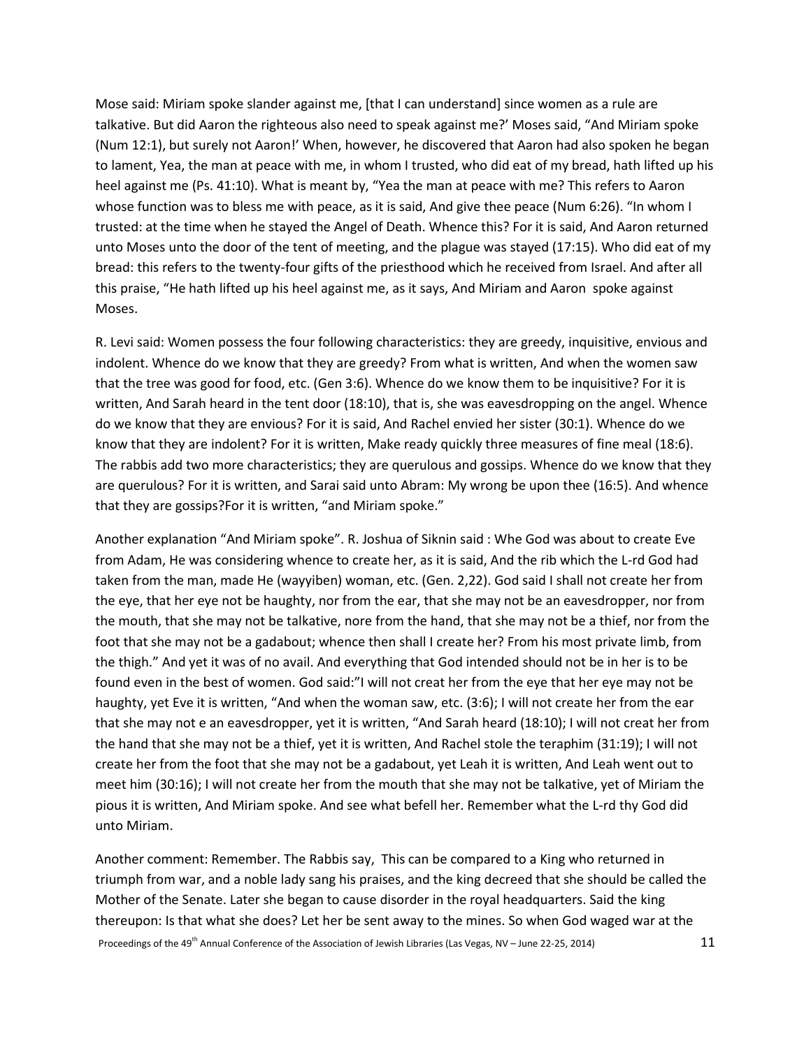Mose said: Miriam spoke slander against me, [that I can understand] since women as a rule are talkative. But did Aaron the righteous also need to speak against me?' Moses said, "And Miriam spoke (Num 12:1), but surely not Aaron!' When, however, he discovered that Aaron had also spoken he began to lament, Yea, the man at peace with me, in whom I trusted, who did eat of my bread, hath lifted up his heel against me (Ps. 41:10). What is meant by, "Yea the man at peace with me? This refers to Aaron whose function was to bless me with peace, as it is said, And give thee peace (Num 6:26). "In whom I trusted: at the time when he stayed the Angel of Death. Whence this? For it is said, And Aaron returned unto Moses unto the door of the tent of meeting, and the plague was stayed (17:15). Who did eat of my bread: this refers to the twenty-four gifts of the priesthood which he received from Israel. And after all this praise, "He hath lifted up his heel against me, as it says, And Miriam and Aaron spoke against Moses.

R. Levi said: Women possess the four following characteristics: they are greedy, inquisitive, envious and indolent. Whence do we know that they are greedy? From what is written, And when the women saw that the tree was good for food, etc. (Gen 3:6). Whence do we know them to be inquisitive? For it is written, And Sarah heard in the tent door (18:10), that is, she was eavesdropping on the angel. Whence do we know that they are envious? For it is said, And Rachel envied her sister (30:1). Whence do we know that they are indolent? For it is written, Make ready quickly three measures of fine meal (18:6). The rabbis add two more characteristics; they are querulous and gossips. Whence do we know that they are querulous? For it is written, and Sarai said unto Abram: My wrong be upon thee (16:5). And whence that they are gossips?For it is written, "and Miriam spoke."

Another explanation "And Miriam spoke". R. Joshua of Siknin said : Whe God was about to create Eve from Adam, He was considering whence to create her, as it is said, And the rib which the L-rd God had taken from the man, made He (wayyiben) woman, etc. (Gen. 2,22). God said I shall not create her from the eye, that her eye not be haughty, nor from the ear, that she may not be an eavesdropper, nor from the mouth, that she may not be talkative, nore from the hand, that she may not be a thief, nor from the foot that she may not be a gadabout; whence then shall I create her? From his most private limb, from the thigh." And yet it was of no avail. And everything that God intended should not be in her is to be found even in the best of women. God said:"I will not creat her from the eye that her eye may not be haughty, yet Eve it is written, "And when the woman saw, etc. (3:6); I will not create her from the ear that she may not e an eavesdropper, yet it is written, "And Sarah heard (18:10); I will not creat her from the hand that she may not be a thief, yet it is written, And Rachel stole the teraphim (31:19); I will not create her from the foot that she may not be a gadabout, yet Leah it is written, And Leah went out to meet him (30:16); I will not create her from the mouth that she may not be talkative, yet of Miriam the pious it is written, And Miriam spoke. And see what befell her. Remember what the L-rd thy God did unto Miriam.

Another comment: Remember. The Rabbis say, This can be compared to a King who returned in triumph from war, and a noble lady sang his praises, and the king decreed that she should be called the Mother of the Senate. Later she began to cause disorder in the royal headquarters. Said the king thereupon: Is that what she does? Let her be sent away to the mines. So when God waged war at the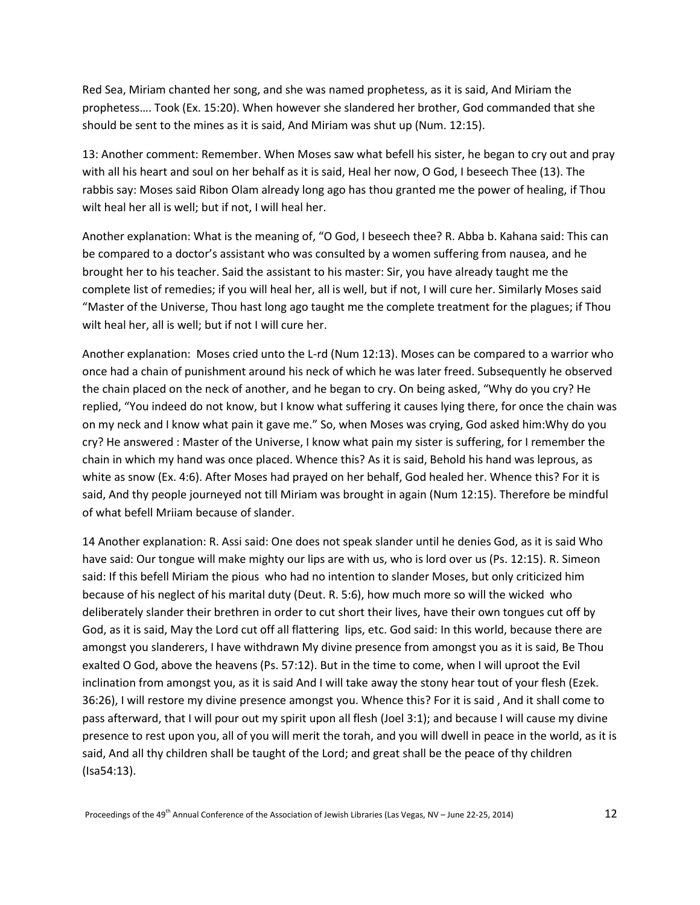Red Sea, Miriam chanted her song, and she was named prophetess, as it is said, And Miriam the prophetess…. Took (Ex. 15:20). When however she slandered her brother, God commanded that she should be sent to the mines as it is said, And Miriam was shut up (Num. 12:15).

13: Another comment: Remember. When Moses saw what befell his sister, he began to cry out and pray with all his heart and soul on her behalf as it is said, Heal her now, O God, I beseech Thee (13). The rabbis say: Moses said Ribon Olam already long ago has thou granted me the power of healing, if Thou wilt heal her all is well; but if not, I will heal her.

Another explanation: What is the meaning of, "O God, I beseech thee? R. Abba b. Kahana said: This can be compared to a doctor's assistant who was consulted by a women suffering from nausea, and he brought her to his teacher. Said the assistant to his master: Sir, you have already taught me the complete list of remedies; if you will heal her, all is well, but if not, I will cure her. Similarly Moses said "Master of the Universe, Thou hast long ago taught me the complete treatment for the plagues; if Thou wilt heal her, all is well; but if not I will cure her.

Another explanation: Moses cried unto the L-rd (Num 12:13). Moses can be compared to a warrior who once had a chain of punishment around his neck of which he was later freed. Subsequently he observed the chain placed on the neck of another, and he began to cry. On being asked, "Why do you cry? He replied, "You indeed do not know, but I know what suffering it causes lying there, for once the chain was on my neck and I know what pain it gave me." So, when Moses was crying, God asked him:Why do you cry? He answered : Master of the Universe, I know what pain my sister is suffering, for I remember the chain in which my hand was once placed. Whence this? As it is said, Behold his hand was leprous, as white as snow (Ex. 4:6). After Moses had prayed on her behalf, God healed her. Whence this? For it is said, And thy people journeyed not till Miriam was brought in again (Num 12:15). Therefore be mindful of what befell Mriiam because of slander.

14 Another explanation: R. Assi said: One does not speak slander until he denies God, as it is said Who have said: Our tongue will make mighty our lips are with us, who is lord over us (Ps. 12:15). R. Simeon said: If this befell Miriam the pious who had no intention to slander Moses, but only criticized him because of his neglect of his marital duty (Deut. R. 5:6), how much more so will the wicked who deliberately slander their brethren in order to cut short their lives, have their own tongues cut off by God, as it is said, May the Lord cut off all flattering lips, etc. God said: In this world, because there are amongst you slanderers, I have withdrawn My divine presence from amongst you as it is said, Be Thou exalted O God, above the heavens (Ps. 57:12). But in the time to come, when I will uproot the Evil inclination from amongst you, as it is said And I will take away the stony hear tout of your flesh (Ezek. 36:26), I will restore my divine presence amongst you. Whence this? For it is said , And it shall come to pass afterward, that I will pour out my spirit upon all flesh (Joel 3:1); and because I will cause my divine presence to rest upon you, all of you will merit the torah, and you will dwell in peace in the world, as it is said, And all thy children shall be taught of the Lord; and great shall be the peace of thy children (Isa54:13).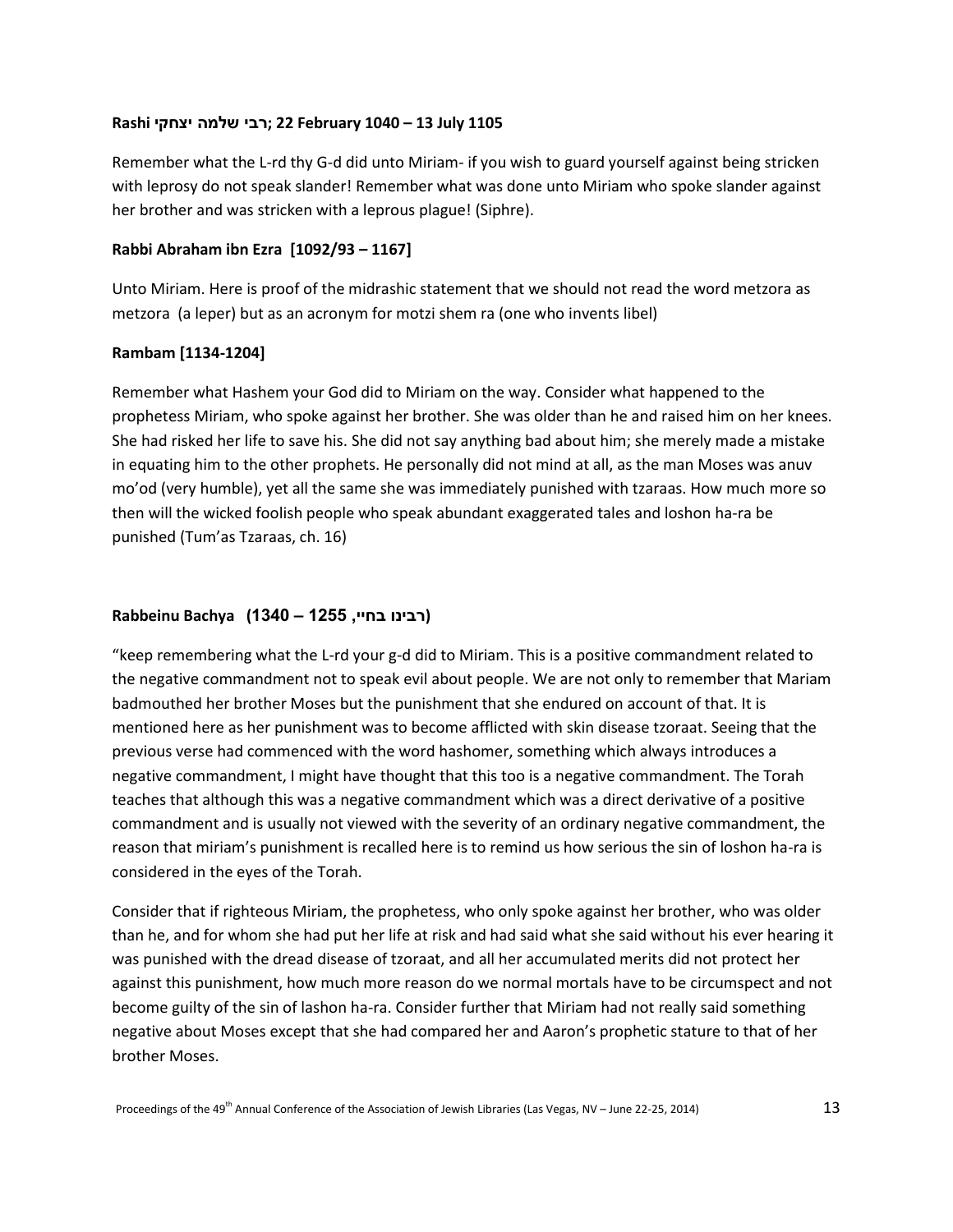**Rashi רבי שלמה יצחקי; 22 February 1040 – 13 July 1105**

Remember what the L-rd thy G-d did unto Miriam- if you wish to guard yourself against being stricken with leprosy do not speak slander! Remember what was done unto Miriam who spoke slander against her brother and was stricken with a leprous plague! (Siphre).

**Rabbi Abraham ibn Ezra [1092/93 – 1167]**

Unto Miriam. Here is proof of the midrashic statement that we should not read the word metzora as metzora (a leper) but as an acronym for motzi shem ra (one who invents libel)

**Rambam [1134-1204]**

Remember what Hashem your God did to Miriam on the way. Consider what happened to the prophetess Miriam, who spoke against her brother. She was older than he and raised him on her knees. She had risked her life to save his. She did not say anything bad about him; she merely made a mistake in equating him to the other prophets. He personally did not mind at all, as the man Moses was anuv mo'od (very humble), yet all the same she was immediately punished with tzaraas. How much more so then will the wicked foolish people who speak abundant exaggerated tales and loshon ha-ra be punished (Tum'as Tzaraas, ch. 16)

**Rabbeinu Bachya (רבינו בחיי, 1255 – 1340)**

"keep remembering what the L-rd your g-d did to Miriam. This is a positive commandment related to the negative commandment not to speak evil about people. We are not only to remember that Mariam badmouthed her brother Moses but the punishment that she endured on account of that. It is mentioned here as her punishment was to become afflicted with skin disease tzoraat. Seeing that the previous verse had commenced with the word hashomer, something which always introduces a negative commandment, I might have thought that this too is a negative commandment. The Torah teaches that although this was a negative commandment which was a direct derivative of a positive commandment and is usually not viewed with the severity of an ordinary negative commandment, the reason that miriam's punishment is recalled here is to remind us how serious the sin of loshon ha-ra is considered in the eyes of the Torah.

Consider that if righteous Miriam, the prophetess, who only spoke against her brother, who was older than he, and for whom she had put her life at risk and had said what she said without his ever hearing it was punished with the dread disease of tzoraat, and all her accumulated merits did not protect her against this punishment, how much more reason do we normal mortals have to be circumspect and not become guilty of the sin of lashon ha-ra. Consider further that Miriam had not really said something negative about Moses except that she had compared her and Aaron's prophetic stature to that of her brother Moses.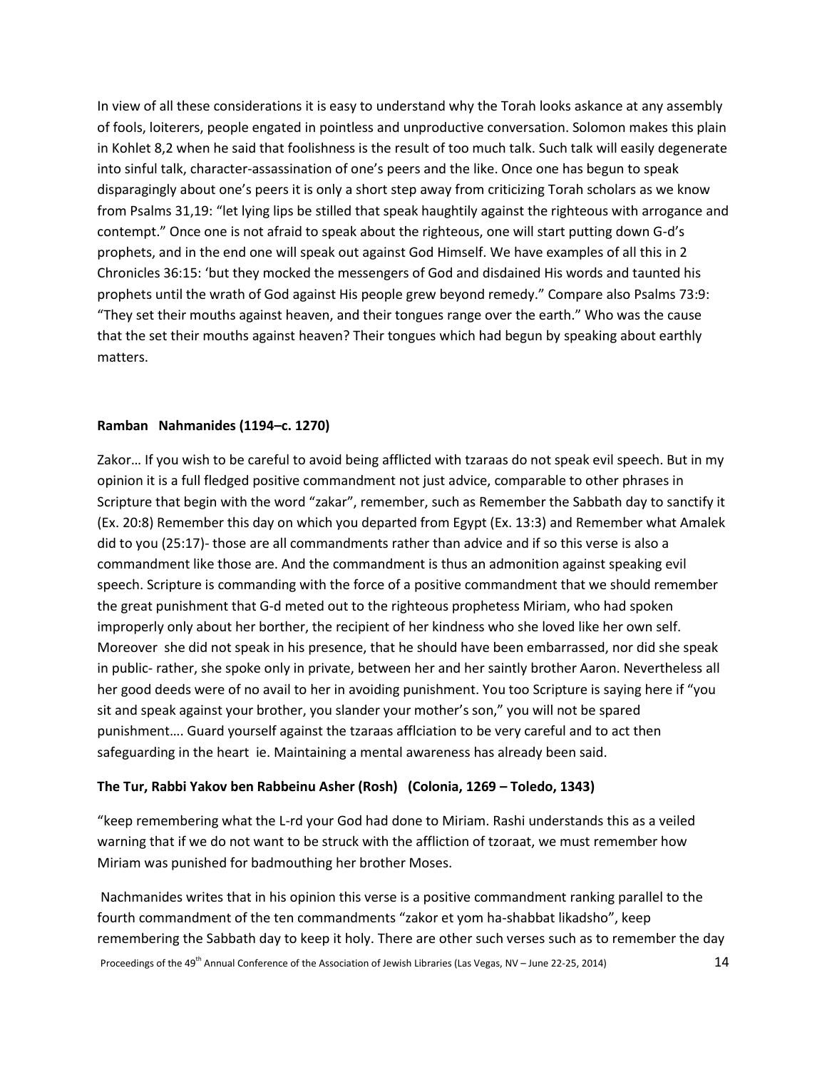In view of all these considerations it is easy to understand why the Torah looks askance at any assembly of fools, loiterers, people engated in pointless and unproductive conversation. Solomon makes this plain in Kohlet 8,2 when he said that foolishness is the result of too much talk. Such talk will easily degenerate into sinful talk, character-assassination of one's peers and the like. Once one has begun to speak disparagingly about one's peers it is only a short step away from criticizing Torah scholars as we know from Psalms 31,19: "let lying lips be stilled that speak haughtily against the righteous with arrogance and contempt." Once one is not afraid to speak about the righteous, one will start putting down G-d's prophets, and in the end one will speak out against God Himself. We have examples of all this in 2 Chronicles 36:15: 'but they mocked the messengers of God and disdained His words and taunted his prophets until the wrath of God against His people grew beyond remedy." Compare also Psalms 73:9: "They set their mouths against heaven, and their tongues range over the earth." Who was the cause that the set their mouths against heaven? Their tongues which had begun by speaking about earthly matters.

**Ramban Nahmanides (1194–c. 1270)**

Zakor… If you wish to be careful to avoid being afflicted with tzaraas do not speak evil speech. But in my opinion it is a full fledged positive commandment not just advice, comparable to other phrases in Scripture that begin with the word "zakar", remember, such as Remember the Sabbath day to sanctify it (Ex. 20:8) Remember this day on which you departed from Egypt (Ex. 13:3) and Remember what Amalek did to you (25:17)- those are all commandments rather than advice and if so this verse is also a commandment like those are. And the commandment is thus an admonition against speaking evil speech. Scripture is commanding with the force of a positive commandment that we should remember the great punishment that G-d meted out to the righteous prophetess Miriam, who had spoken improperly only about her borther, the recipient of her kindness who she loved like her own self. Moreover she did not speak in his presence, that he should have been embarrassed, nor did she speak in public- rather, she spoke only in private, between her and her saintly brother Aaron. Nevertheless all her good deeds were of no avail to her in avoiding punishment. You too Scripture is saying here if "you sit and speak against your brother, you slander your mother's son," you will not be spared punishment…. Guard yourself against the tzaraas afflciation to be very careful and to act then safeguarding in the heart ie. Maintaining a mental awareness has already been said.

**The Tur, Rabbi Yakov ben Rabbeinu Asher (Rosh) (Colonia, 1269 – Toledo, 1343)**

"keep remembering what the L-rd your God had done to Miriam. Rashi understands this as a veiled warning that if we do not want to be struck with the affliction of tzoraat, we must remember how Miriam was punished for badmouthing her brother Moses.

Nachmanides writes that in his opinion this verse is a positive commandment ranking parallel to the fourth commandment of the ten commandments "zakor et yom ha-shabbat likadsho", keep remembering the Sabbath day to keep it holy. There are other such verses such as to remember the day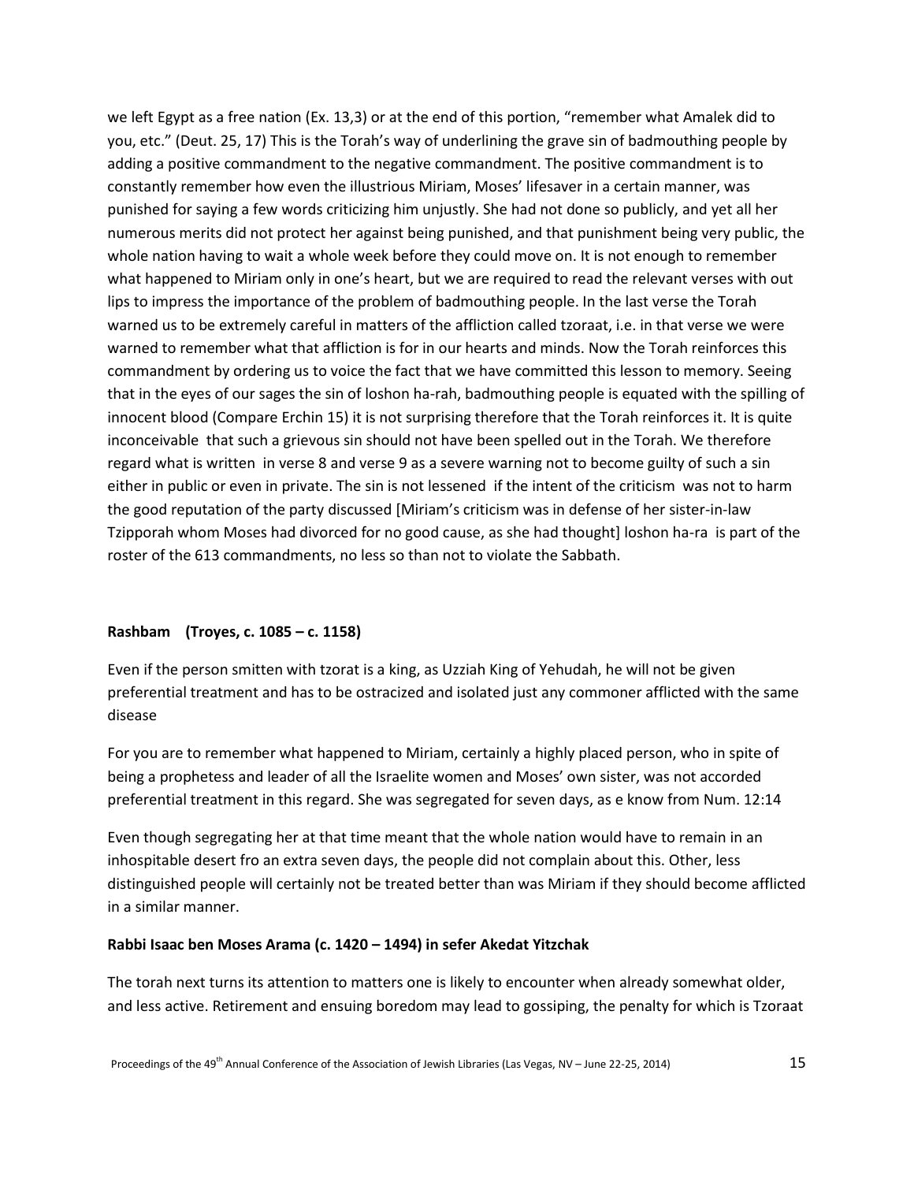we left Egypt as a free nation (Ex. 13,3) or at the end of this portion, "remember what Amalek did to you, etc." (Deut. 25, 17) This is the Torah's way of underlining the grave sin of badmouthing people by adding a positive commandment to the negative commandment. The positive commandment is to constantly remember how even the illustrious Miriam, Moses' lifesaver in a certain manner, was punished for saying a few words criticizing him unjustly. She had not done so publicly, and yet all her numerous merits did not protect her against being punished, and that punishment being very public, the whole nation having to wait a whole week before they could move on. It is not enough to remember what happened to Miriam only in one's heart, but we are required to read the relevant verses with out lips to impress the importance of the problem of badmouthing people. In the last verse the Torah warned us to be extremely careful in matters of the affliction called tzoraat, i.e. in that verse we were warned to remember what that affliction is for in our hearts and minds. Now the Torah reinforces this commandment by ordering us to voice the fact that we have committed this lesson to memory. Seeing that in the eyes of our sages the sin of loshon ha-rah, badmouthing people is equated with the spilling of innocent blood (Compare Erchin 15) it is not surprising therefore that the Torah reinforces it. It is quite inconceivable that such a grievous sin should not have been spelled out in the Torah. We therefore regard what is written in verse 8 and verse 9 as a severe warning not to become guilty of such a sin either in public or even in private. The sin is not lessened if the intent of the criticism was not to harm the good reputation of the party discussed [Miriam's criticism was in defense of her sister-in-law Tzipporah whom Moses had divorced for no good cause, as she had thought] loshon ha-ra is part of the roster of the 613 commandments, no less so than not to violate the Sabbath.

**Rashbam (Troyes, c. 1085 – c. 1158)**

Even if the person smitten with tzorat is a king, as Uzziah King of Yehudah, he will not be given preferential treatment and has to be ostracized and isolated just any commoner afflicted with the same disease

For you are to remember what happened to Miriam, certainly a highly placed person, who in spite of being a prophetess and leader of all the Israelite women and Moses' own sister, was not accorded preferential treatment in this regard. She was segregated for seven days, as e know from Num. 12:14

Even though segregating her at that time meant that the whole nation would have to remain in an inhospitable desert fro an extra seven days, the people did not complain about this. Other, less distinguished people will certainly not be treated better than was Miriam if they should become afflicted in a similar manner.

**Rabbi Isaac ben Moses Arama (c. 1420 – 1494) in sefer Akedat Yitzchak**

The torah next turns its attention to matters one is likely to encounter when already somewhat older, and less active. Retirement and ensuing boredom may lead to gossiping, the penalty for which is Tzoraat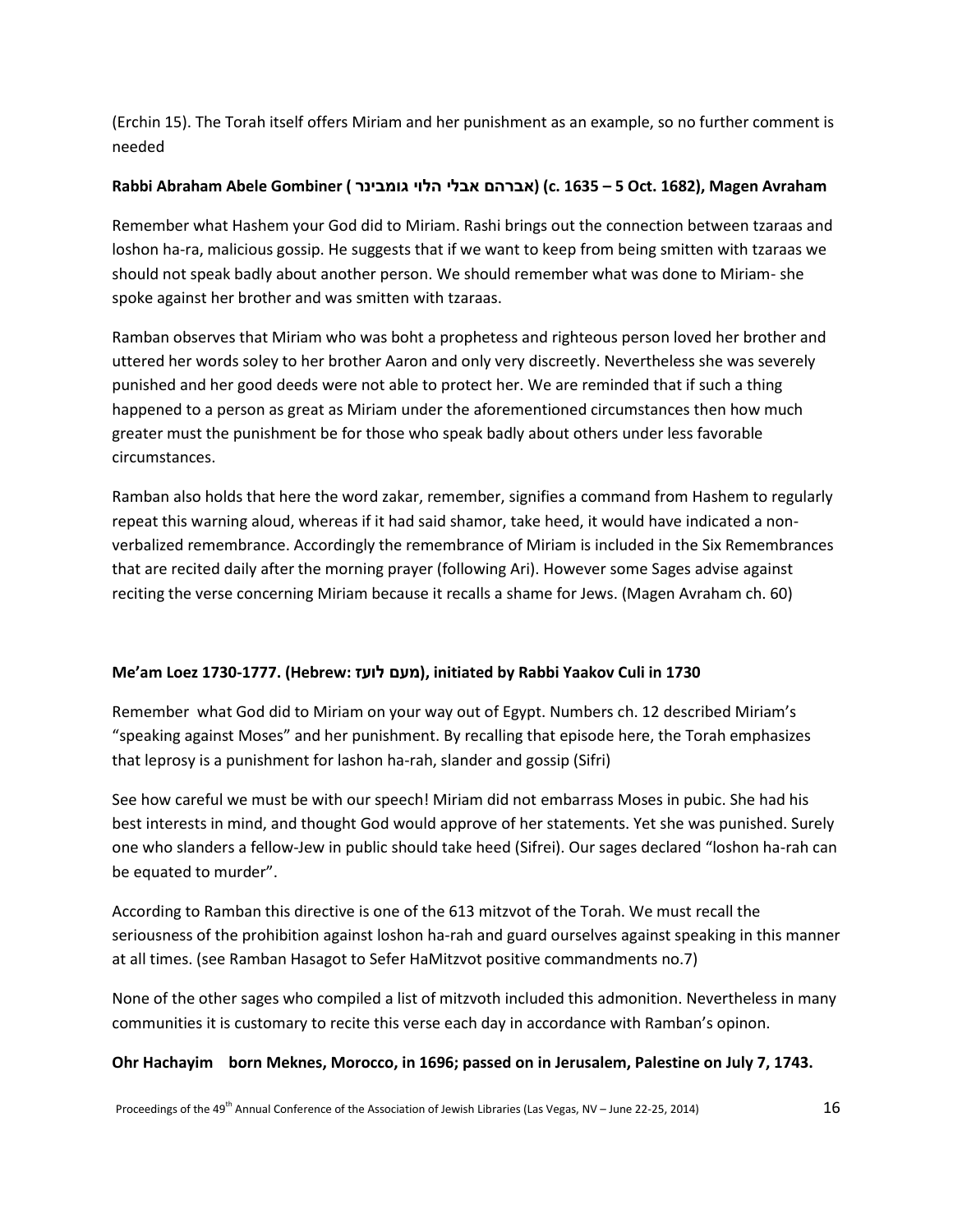(Erchin 15). The Torah itself offers Miriam and her punishment as an example, so no further comment is needed

**Rabbi Abraham Abele Gombiner (אברהם אבלי הלוי גומבינר) (c. 1635 – 5 Oct. 1682), Magen Avraham**

Remember what Hashem your God did to Miriam. Rashi brings out the connection between tzaraas and loshon ha-ra, malicious gossip. He suggests that if we want to keep from being smitten with tzaraas we should not speak badly about another person. We should remember what was done to Miriam- she spoke against her brother and was smitten with tzaraas.

Ramban observes that Miriam who was boht a prophetess and righteous person loved her brother and uttered her words soley to her brother Aaron and only very discreetly. Nevertheless she was severely punished and her good deeds were not able to protect her. We are reminded that if such a thing happened to a person as great as Miriam under the aforementioned circumstances then how much greater must the punishment be for those who speak badly about others under less favorable circumstances.

Ramban also holds that here the word zakar, remember, signifies a command from Hashem to regularly repeat this warning aloud, whereas if it had said shamor, take heed, it would have indicated a non-verbalized remembrance. Accordingly the remembrance of Miriam is included in the Six Remembrances that are recited daily after the morning prayer (following Ari). However some Sages advise against reciting the verse concerning Miriam because it recalls a shame for Jews. (Magen Avraham ch. 60)

**Me'am Loez 1730-1777. (Hebrew: מעם לועז), initiated by Rabbi Yaakov Culi in 1730**

Remember what God did to Miriam on your way out of Egypt. Numbers ch. 12 described Miriam's "speaking against Moses" and her punishment. By recalling that episode here, the Torah emphasizes that leprosy is a punishment for lashon ha-rah, slander and gossip (Sifri)

See how careful we must be with our speech! Miriam did not embarrass Moses in pubic. She had his best interests in mind, and thought God would approve of her statements. Yet she was punished. Surely one who slanders a fellow-Jew in public should take heed (Sifrei). Our sages declared "loshon ha-rah can be equated to murder".

According to Ramban this directive is one of the 613 mitzvot of the Torah. We must recall the seriousness of the prohibition against loshon ha-rah and guard ourselves against speaking in this manner at all times. (see Ramban Hasagot to Sefer HaMitzvot positive commandments no.7)

None of the other sages who compiled a list of mitzvoth included this admonition. Nevertheless in many communities it is customary to recite this verse each day in accordance with Ramban's opinon.

**Ohr Hachayim born Meknes, Morocco, in 1696; passed on in Jerusalem, Palestine on July 7, 1743.**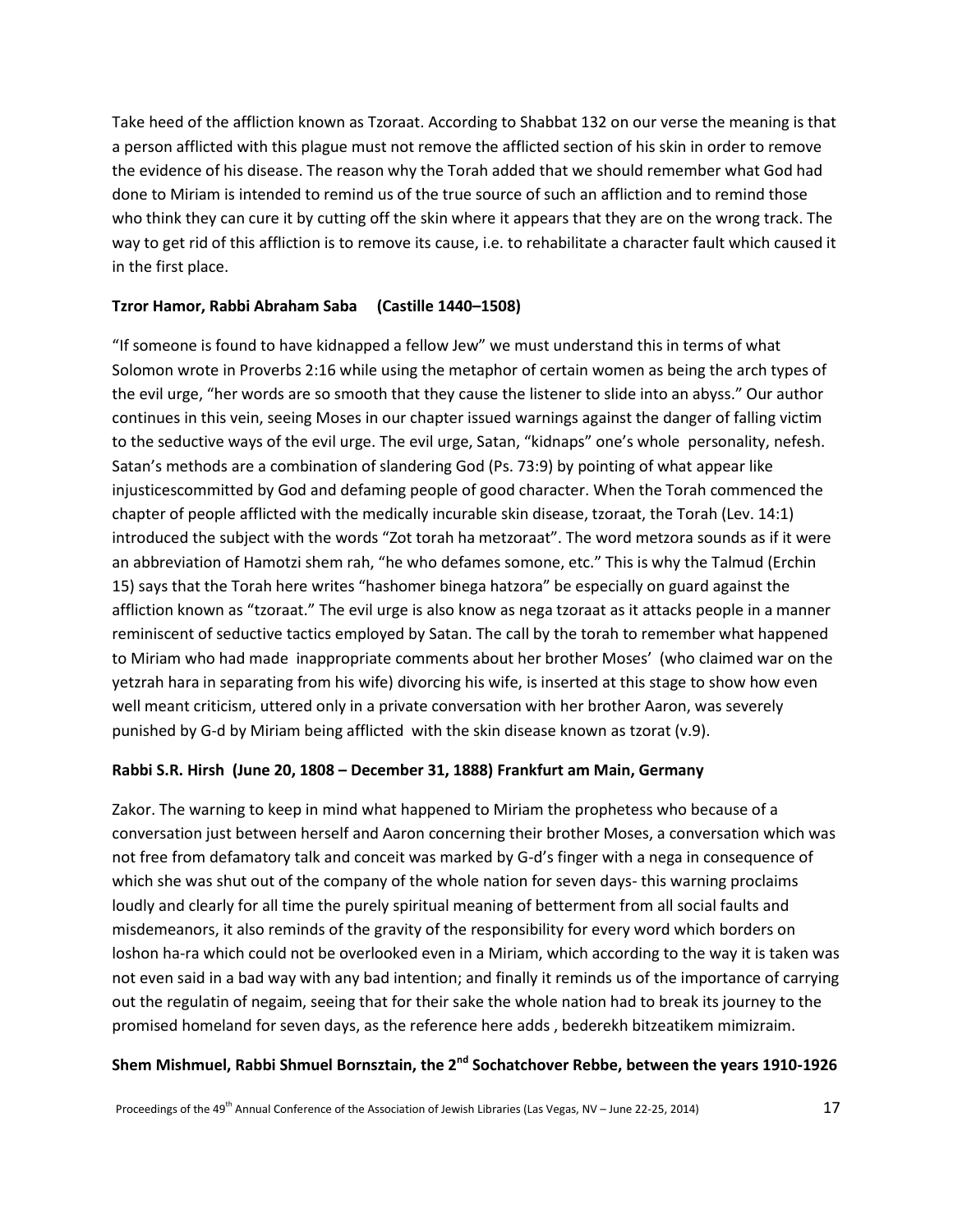Take heed of the affliction known as Tzoraat. According to Shabbat 132 on our verse the meaning is that a person afflicted with this plague must not remove the afflicted section of his skin in order to remove the evidence of his disease. The reason why the Torah added that we should remember what God had done to Miriam is intended to remind us of the true source of such an affliction and to remind those who think they can cure it by cutting off the skin where it appears that they are on the wrong track. The way to get rid of this affliction is to remove its cause, i.e. to rehabilitate a character fault which caused it in the first place.

**Tzror Hamor, Rabbi Abraham Saba (Castille 1440–1508)**

"If someone is found to have kidnapped a fellow Jew" we must understand this in terms of what Solomon wrote in Proverbs 2:16 while using the metaphor of certain women as being the arch types of the evil urge, "her words are so smooth that they cause the listener to slide into an abyss." Our author continues in this vein, seeing Moses in our chapter issued warnings against the danger of falling victim to the seductive ways of the evil urge. The evil urge, Satan, "kidnaps" one's whole personality, nefesh. Satan's methods are a combination of slandering God (Ps. 73:9) by pointing of what appear like injusticescommitted by God and defaming people of good character. When the Torah commenced the chapter of people afflicted with the medically incurable skin disease, tzoraat, the Torah (Lev. 14:1) introduced the subject with the words "Zot torah ha metzoraat". The word metzora sounds as if it were an abbreviation of Hamotzi shem rah, "he who defames somone, etc." This is why the Talmud (Erchin 15) says that the Torah here writes "hashomer binega hatzora" be especially on guard against the affliction known as "tzoraat." The evil urge is also know as nega tzoraat as it attacks people in a manner reminiscent of seductive tactics employed by Satan. The call by the torah to remember what happened to Miriam who had made inappropriate comments about her brother Moses' (who claimed war on the yetzrah hara in separating from his wife) divorcing his wife, is inserted at this stage to show how even well meant criticism, uttered only in a private conversation with her brother Aaron, was severely punished by G-d by Miriam being afflicted with the skin disease known as tzorat (v.9).

**Rabbi S.R. Hirsh (June 20, 1808 – December 31, 1888) Frankfurt am Main, Germany**

Zakor. The warning to keep in mind what happened to Miriam the prophetess who because of a conversation just between herself and Aaron concerning their brother Moses, a conversation which was not free from defamatory talk and conceit was marked by G-d's finger with a nega in consequence of which she was shut out of the company of the whole nation for seven days- this warning proclaims loudly and clearly for all time the purely spiritual meaning of betterment from all social faults and misdemeanors, it also reminds of the gravity of the responsibility for every word which borders on loshon ha-ra which could not be overlooked even in a Miriam, which according to the way it is taken was not even said in a bad way with any bad intention; and finally it reminds us of the importance of carrying out the regulatin of negaim, seeing that for their sake the whole nation had to break its journey to the promised homeland for seven days, as the reference here adds , bederekh bitzeatikem mimizraim.

**Shem Mishmuel, Rabbi Shmuel Bornsztain, the 2nd Sochatchover Rebbe, between the years 1910-1926**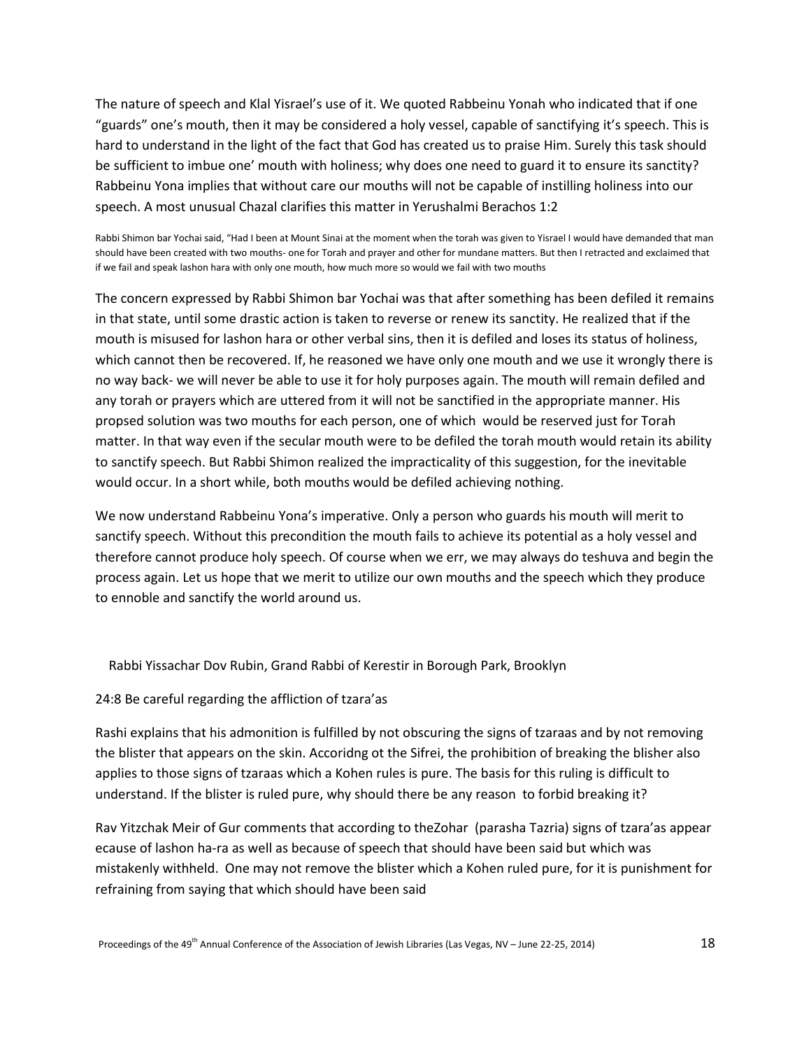The nature of speech and Klal Yisrael's use of it. We quoted Rabbeinu Yonah who indicated that if one "guards" one's mouth, then it may be considered a holy vessel, capable of sanctifying it's speech. This is hard to understand in the light of the fact that God has created us to praise Him. Surely this task should be sufficient to imbue one' mouth with holiness; why does one need to guard it to ensure its sanctity? Rabbeinu Yona implies that without care our mouths will not be capable of instilling holiness into our speech. A most unusual Chazal clarifies this matter in Yerushalmi Berachos 1:2

Rabbi Shimon bar Yochai said, "Had I been at Mount Sinai at the moment when the torah was given to Yisrael I would have demanded that man should have been created with two mouths- one for Torah and prayer and other for mundane matters. But then I retracted and exclaimed that if we fail and speak lashon hara with only one mouth, how much more so would we fail with two mouths

The concern expressed by Rabbi Shimon bar Yochai was that after something has been defiled it remains in that state, until some drastic action is taken to reverse or renew its sanctity. He realized that if the mouth is misused for lashon hara or other verbal sins, then it is defiled and loses its status of holiness, which cannot then be recovered. If, he reasoned we have only one mouth and we use it wrongly there is no way back- we will never be able to use it for holy purposes again. The mouth will remain defiled and any torah or prayers which are uttered from it will not be sanctified in the appropriate manner. His propsed solution was two mouths for each person, one of which would be reserved just for Torah matter. In that way even if the secular mouth were to be defiled the torah mouth would retain its ability to sanctify speech. But Rabbi Shimon realized the impracticality of this suggestion, for the inevitable would occur. In a short while, both mouths would be defiled achieving nothing.

We now understand Rabbeinu Yona's imperative. Only a person who guards his mouth will merit to sanctify speech. Without this precondition the mouth fails to achieve its potential as a holy vessel and therefore cannot produce holy speech. Of course when we err, we may always do teshuva and begin the process again. Let us hope that we merit to utilize our own mouths and the speech which they produce to ennoble and sanctify the world around us.

Rabbi Yissachar Dov Rubin, Grand Rabbi of Kerestir in Borough Park, Brooklyn

24:8 Be careful regarding the affliction of tzara'as

Rashi explains that his admonition is fulfilled by not obscuring the signs of tzaraas and by not removing the blister that appears on the skin. Accoridng ot the Sifrei, the prohibition of breaking the blisher also applies to those signs of tzaraas which a Kohen rules is pure. The basis for this ruling is difficult to understand. If the blister is ruled pure, why should there be any reason to forbid breaking it?

Rav Yitzchak Meir of Gur comments that according to theZohar (parasha Tazria) signs of tzara'as appear ecause of lashon ha-ra as well as because of speech that should have been said but which was mistakenly withheld. One may not remove the blister which a Kohen ruled pure, for it is punishment for refraining from saying that which should have been said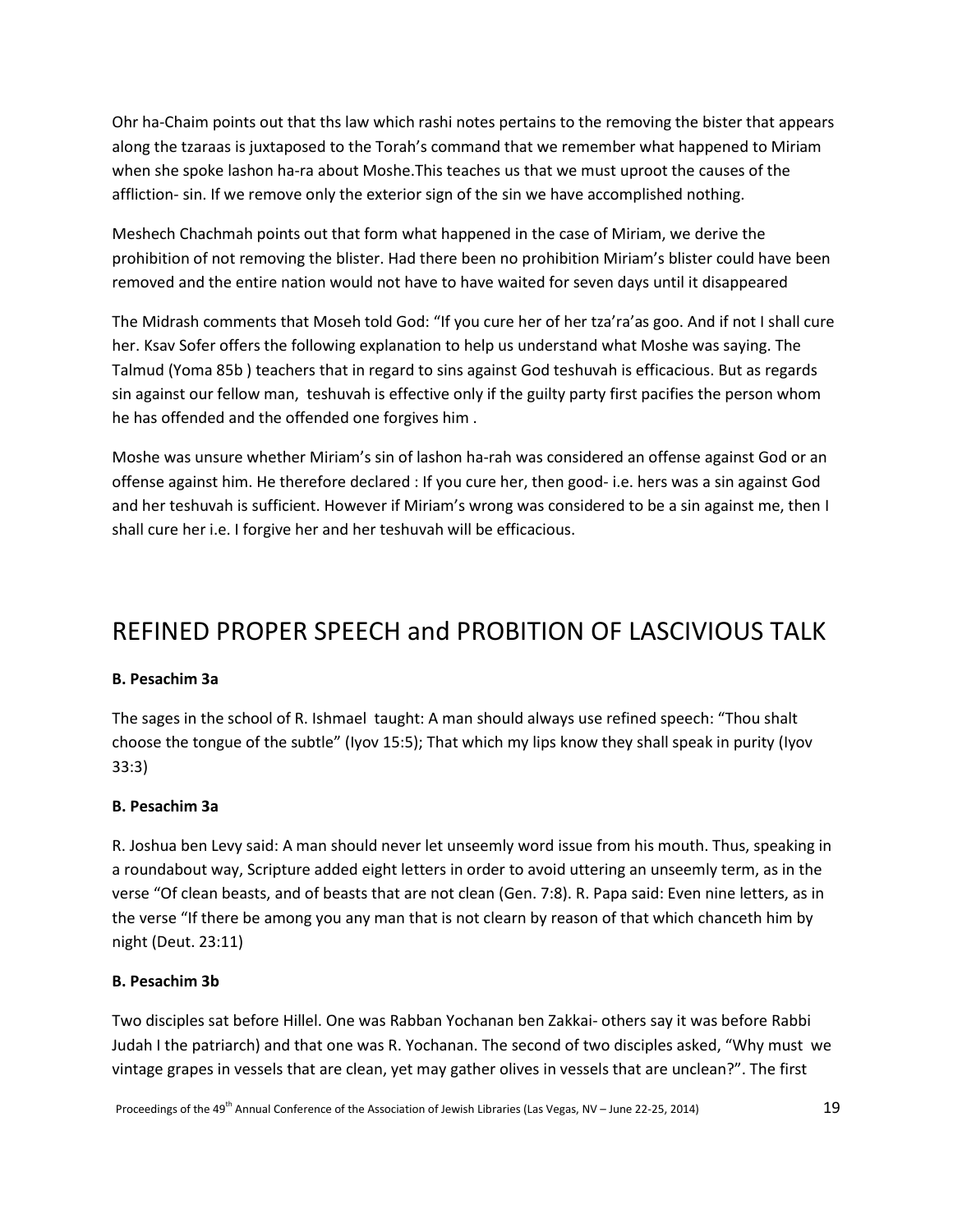Ohr ha-Chaim points out that ths law which rashi notes pertains to the removing the bister that appears along the tzaraas is juxtaposed to the Torah's command that we remember what happened to Miriam when she spoke lashon ha-ra about Moshe.This teaches us that we must uproot the causes of the affliction- sin. If we remove only the exterior sign of the sin we have accomplished nothing.

Meshech Chachmah points out that form what happened in the case of Miriam, we derive the prohibition of not removing the blister. Had there been no prohibition Miriam's blister could have been removed and the entire nation would not have to have waited for seven days until it disappeared

The Midrash comments that Moseh told God: "If you cure her of her tza'ra'as goo. And if not I shall cure her. Ksav Sofer offers the following explanation to help us understand what Moshe was saying. The Talmud (Yoma 85b ) teachers that in regard to sins against God teshuvah is efficacious. But as regards sin against our fellow man, teshuvah is effective only if the guilty party first pacifies the person whom he has offended and the offended one forgives him .

Moshe was unsure whether Miriam's sin of lashon ha-rah was considered an offense against God or an offense against him. He therefore declared : If you cure her, then good- i.e. hers was a sin against God and her teshuvah is sufficient. However if Miriam's wrong was considered to be a sin against me, then I shall cure her i.e. I forgive her and her teshuvah will be efficacious.

## REFINED PROPER SPEECH and PROBITION OF LASCIVIOUS TALK

**B. Pesachim 3a**

The sages in the school of R. Ishmael taught: A man should always use refined speech: "Thou shalt choose the tongue of the subtle" (Iyov 15:5); That which my lips know they shall speak in purity (Iyov 33:3)

**B. Pesachim 3a**

R. Joshua ben Levy said: A man should never let unseemly word issue from his mouth. Thus, speaking in a roundabout way, Scripture added eight letters in order to avoid uttering an unseemly term, as in the verse "Of clean beasts, and of beasts that are not clean (Gen. 7:8). R. Papa said: Even nine letters, as in the verse "If there be among you any man that is not clearn by reason of that which chanceth him by night (Deut. 23:11)

**B. Pesachim 3b**

Two disciples sat before Hillel. One was Rabban Yochanan ben Zakkai- others say it was before Rabbi Judah I the patriarch) and that one was R. Yochanan. The second of two disciples asked, "Why must we vintage grapes in vessels that are clean, yet may gather olives in vessels that are unclean?". The first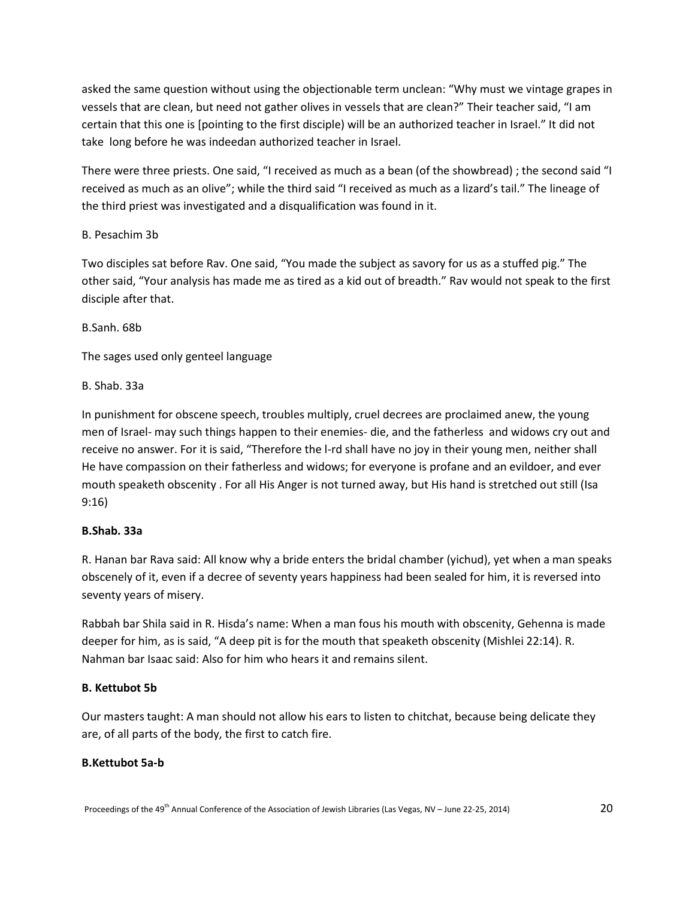asked the same question without using the objectionable term unclean: "Why must we vintage grapes in vessels that are clean, but need not gather olives in vessels that are clean?" Their teacher said, "I am certain that this one is [pointing to the first disciple) will be an authorized teacher in Israel." It did not take long before he was indeedan authorized teacher in Israel.

There were three priests. One said, "I received as much as a bean (of the showbread) ; the second said "I received as much as an olive"; while the third said "I received as much as a lizard's tail." The lineage of the third priest was investigated and a disqualification was found in it.

B. Pesachim 3b

Two disciples sat before Rav. One said, "You made the subject as savory for us as a stuffed pig." The other said, "Your analysis has made me as tired as a kid out of breadth." Rav would not speak to the first disciple after that.

B.Sanh. 68b

The sages used only genteel language

B. Shab. 33a

In punishment for obscene speech, troubles multiply, cruel decrees are proclaimed anew, the young men of Israel- may such things happen to their enemies- die, and the fatherless and widows cry out and receive no answer. For it is said, "Therefore the l-rd shall have no joy in their young men, neither shall He have compassion on their fatherless and widows; for everyone is profane and an evildoer, and ever mouth speaketh obscenity . For all His Anger is not turned away, but His hand is stretched out still (Isa 9:16)

**B.Shab. 33a**

R. Hanan bar Rava said: All know why a bride enters the bridal chamber (yichud), yet when a man speaks obscenely of it, even if a decree of seventy years happiness had been sealed for him, it is reversed into seventy years of misery.

Rabbah bar Shila said in R. Hisda's name: When a man fous his mouth with obscenity, Gehenna is made deeper for him, as is said, "A deep pit is for the mouth that speaketh obscenity (Mishlei 22:14). R. Nahman bar Isaac said: Also for him who hears it and remains silent.

**B. Kettubot 5b**

Our masters taught: A man should not allow his ears to listen to chitchat, because being delicate they are, of all parts of the body, the first to catch fire.

**B.Kettubot 5a-b**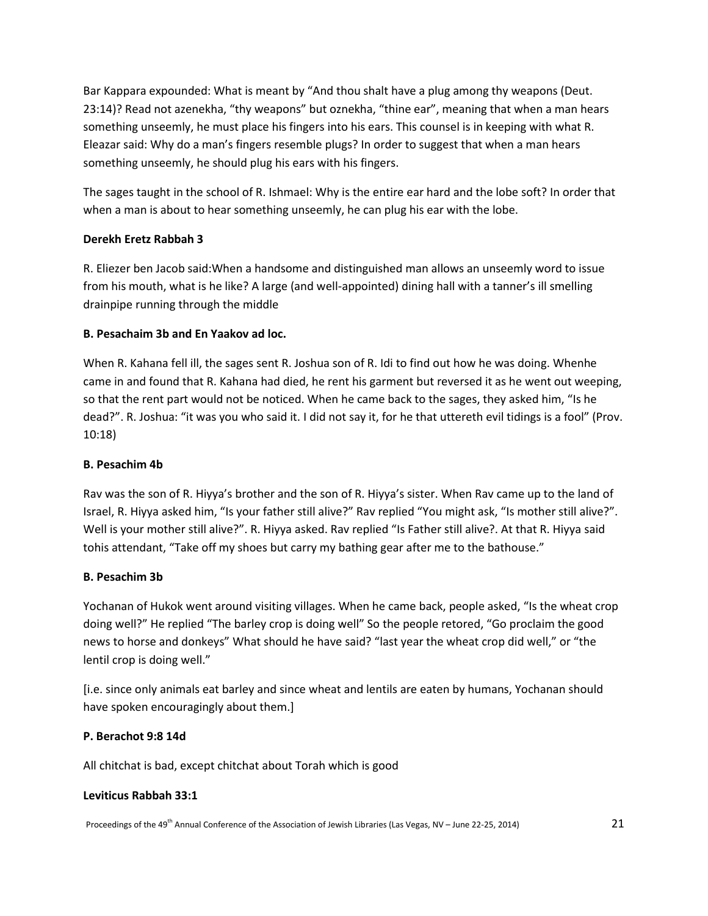Bar Kappara expounded: What is meant by "And thou shalt have a plug among thy weapons (Deut. 23:14)? Read not azenekha, "thy weapons" but oznekha, "thine ear", meaning that when a man hears something unseemly, he must place his fingers into his ears. This counsel is in keeping with what R. Eleazar said: Why do a man's fingers resemble plugs? In order to suggest that when a man hears something unseemly, he should plug his ears with his fingers.

The sages taught in the school of R. Ishmael: Why is the entire ear hard and the lobe soft? In order that when a man is about to hear something unseemly, he can plug his ear with the lobe.

**Derekh Eretz Rabbah 3**

R. Eliezer ben Jacob said:When a handsome and distinguished man allows an unseemly word to issue from his mouth, what is he like? A large (and well-appointed) dining hall with a tanner's ill smelling drainpipe running through the middle

**B. Pesachaim 3b and En Yaakov ad loc.**

When R. Kahana fell ill, the sages sent R. Joshua son of R. Idi to find out how he was doing. Whenhe came in and found that R. Kahana had died, he rent his garment but reversed it as he went out weeping, so that the rent part would not be noticed. When he came back to the sages, they asked him, "Is he dead?". R. Joshua: "it was you who said it. I did not say it, for he that uttereth evil tidings is a fool" (Prov. 10:18)

**B. Pesachim 4b**

Rav was the son of R. Hiyya's brother and the son of R. Hiyya's sister. When Rav came up to the land of Israel, R. Hiyya asked him, "Is your father still alive?" Rav replied "You might ask, "Is mother still alive?". Well is your mother still alive?". R. Hiyya asked. Rav replied "Is Father still alive?. At that R. Hiyya said tohis attendant, "Take off my shoes but carry my bathing gear after me to the bathouse."

**B. Pesachim 3b**

Yochanan of Hukok went around visiting villages. When he came back, people asked, "Is the wheat crop doing well?" He replied "The barley crop is doing well" So the people retored, "Go proclaim the good news to horse and donkeys" What should he have said? "last year the wheat crop did well," or "the lentil crop is doing well."

[i.e. since only animals eat barley and since wheat and lentils are eaten by humans, Yochanan should have spoken encouragingly about them.]

**P. Berachot 9:8 14d**

All chitchat is bad, except chitchat about Torah which is good

**Leviticus Rabbah 33:1**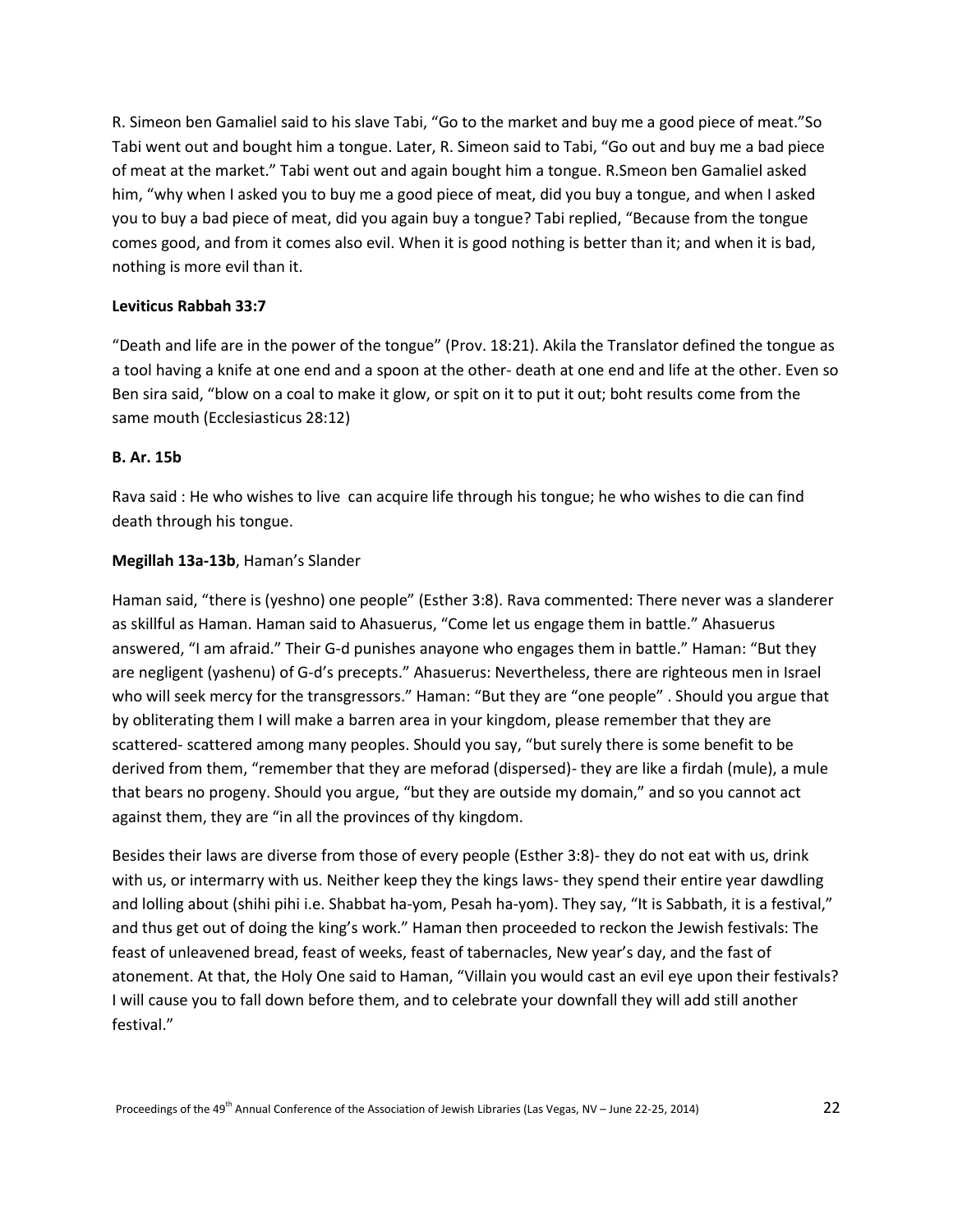R. Simeon ben Gamaliel said to his slave Tabi, "Go to the market and buy me a good piece of meat."So Tabi went out and bought him a tongue. Later, R. Simeon said to Tabi, "Go out and buy me a bad piece of meat at the market." Tabi went out and again bought him a tongue. R.Smeon ben Gamaliel asked him, "why when I asked you to buy me a good piece of meat, did you buy a tongue, and when I asked you to buy a bad piece of meat, did you again buy a tongue? Tabi replied, "Because from the tongue comes good, and from it comes also evil. When it is good nothing is better than it; and when it is bad, nothing is more evil than it.

**Leviticus Rabbah 33:7**

"Death and life are in the power of the tongue" (Prov. 18:21). Akila the Translator defined the tongue as a tool having a knife at one end and a spoon at the other- death at one end and life at the other. Even so Ben sira said, "blow on a coal to make it glow, or spit on it to put it out; boht results come from the same mouth (Ecclesiasticus 28:12)

**B. Ar. 15b**

Rava said : He who wishes to live can acquire life through his tongue; he who wishes to die can find death through his tongue.

**Megillah 13a-13b**, Haman's Slander

Haman said, "there is (yeshno) one people" (Esther 3:8). Rava commented: There never was a slanderer as skillful as Haman. Haman said to Ahasuerus, "Come let us engage them in battle." Ahasuerus answered, "I am afraid." Their G-d punishes anayone who engages them in battle." Haman: "But they are negligent (yashenu) of G-d's precepts." Ahasuerus: Nevertheless, there are righteous men in Israel who will seek mercy for the transgressors." Haman: "But they are "one people" . Should you argue that by obliterating them I will make a barren area in your kingdom, please remember that they are scattered- scattered among many peoples. Should you say, "but surely there is some benefit to be derived from them, "remember that they are meforad (dispersed)- they are like a firdah (mule), a mule that bears no progeny. Should you argue, "but they are outside my domain," and so you cannot act against them, they are "in all the provinces of thy kingdom.

Besides their laws are diverse from those of every people (Esther 3:8)- they do not eat with us, drink with us, or intermarry with us. Neither keep they the kings laws- they spend their entire year dawdling and lolling about (shihi pihi i.e. Shabbat ha-yom, Pesah ha-yom). They say, "It is Sabbath, it is a festival," and thus get out of doing the king's work." Haman then proceeded to reckon the Jewish festivals: The feast of unleavened bread, feast of weeks, feast of tabernacles, New year's day, and the fast of atonement. At that, the Holy One said to Haman, "Villain you would cast an evil eye upon their festivals? I will cause you to fall down before them, and to celebrate your downfall they will add still another festival."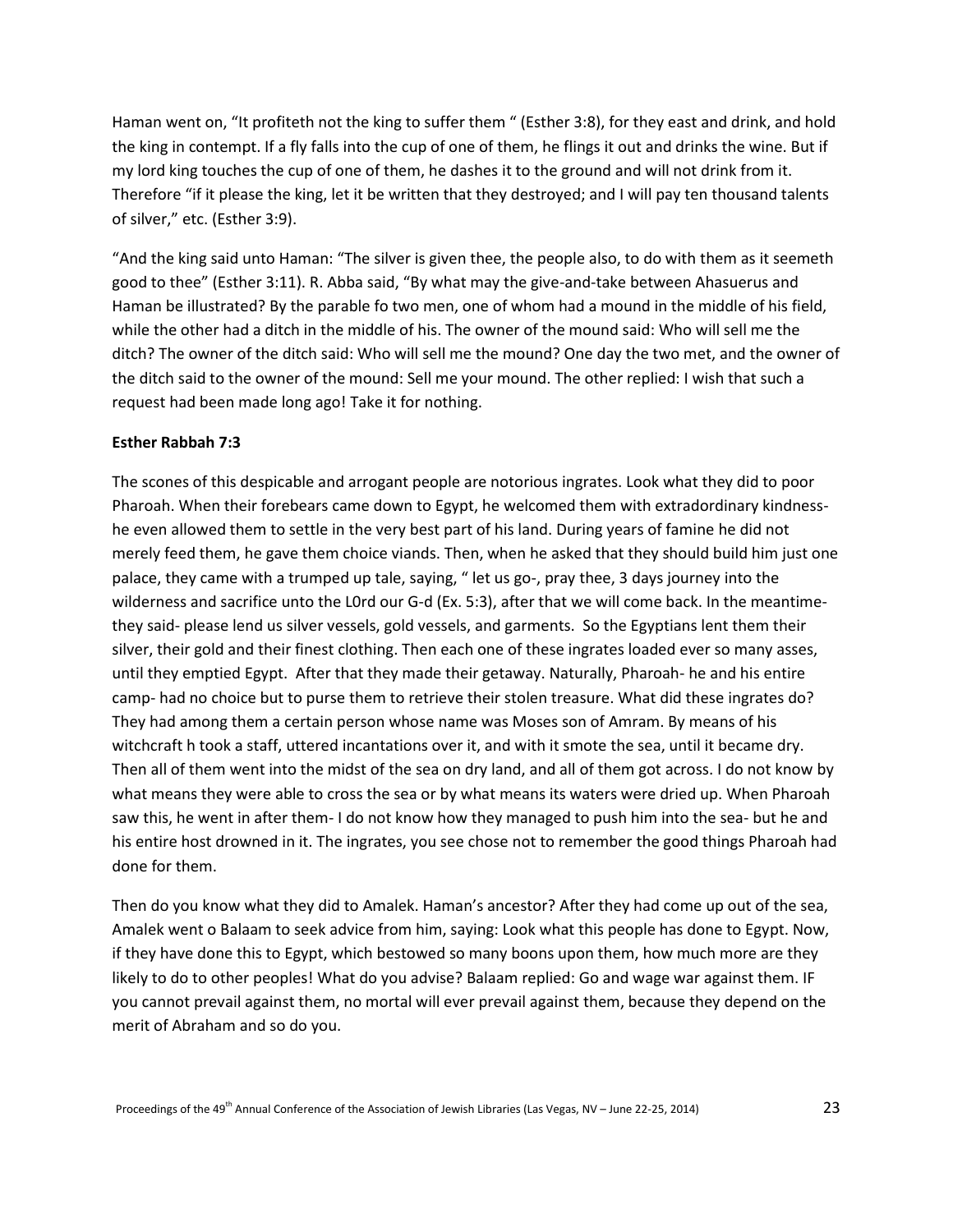Haman went on, "It profiteth not the king to suffer them " (Esther 3:8), for they east and drink, and hold the king in contempt. If a fly falls into the cup of one of them, he flings it out and drinks the wine. But if my lord king touches the cup of one of them, he dashes it to the ground and will not drink from it. Therefore "if it please the king, let it be written that they destroyed; and I will pay ten thousand talents of silver," etc. (Esther 3:9).

"And the king said unto Haman: "The silver is given thee, the people also, to do with them as it seemeth good to thee" (Esther 3:11). R. Abba said, "By what may the give-and-take between Ahasuerus and Haman be illustrated? By the parable fo two men, one of whom had a mound in the middle of his field, while the other had a ditch in the middle of his. The owner of the mound said: Who will sell me the ditch? The owner of the ditch said: Who will sell me the mound? One day the two met, and the owner of the ditch said to the owner of the mound: Sell me your mound. The other replied: I wish that such a request had been made long ago! Take it for nothing.

**Esther Rabbah 7:3**

The scones of this despicable and arrogant people are notorious ingrates. Look what they did to poor Pharoah. When their forebears came down to Egypt, he welcomed them with extradordinary kindness- he even allowed them to settle in the very best part of his land. During years of famine he did not merely feed them, he gave them choice viands. Then, when he asked that they should build him just one palace, they came with a trumped up tale, saying, " let us go-, pray thee, 3 days journey into the wilderness and sacrifice unto the L0rd our G-d (Ex. 5:3), after that we will come back. In the meantime- they said- please lend us silver vessels, gold vessels, and garments. So the Egyptians lent them their silver, their gold and their finest clothing. Then each one of these ingrates loaded ever so many asses, until they emptied Egypt. After that they made their getaway. Naturally, Pharoah- he and his entire camp- had no choice but to purse them to retrieve their stolen treasure. What did these ingrates do? They had among them a certain person whose name was Moses son of Amram. By means of his witchcraft h took a staff, uttered incantations over it, and with it smote the sea, until it became dry. Then all of them went into the midst of the sea on dry land, and all of them got across. I do not know by what means they were able to cross the sea or by what means its waters were dried up. When Pharoah saw this, he went in after them- I do not know how they managed to push him into the sea- but he and his entire host drowned in it. The ingrates, you see chose not to remember the good things Pharoah had done for them.

Then do you know what they did to Amalek. Haman's ancestor? After they had come up out of the sea, Amalek went o Balaam to seek advice from him, saying: Look what this people has done to Egypt. Now, if they have done this to Egypt, which bestowed so many boons upon them, how much more are they likely to do to other peoples! What do you advise? Balaam replied: Go and wage war against them. IF you cannot prevail against them, no mortal will ever prevail against them, because they depend on the merit of Abraham and so do you.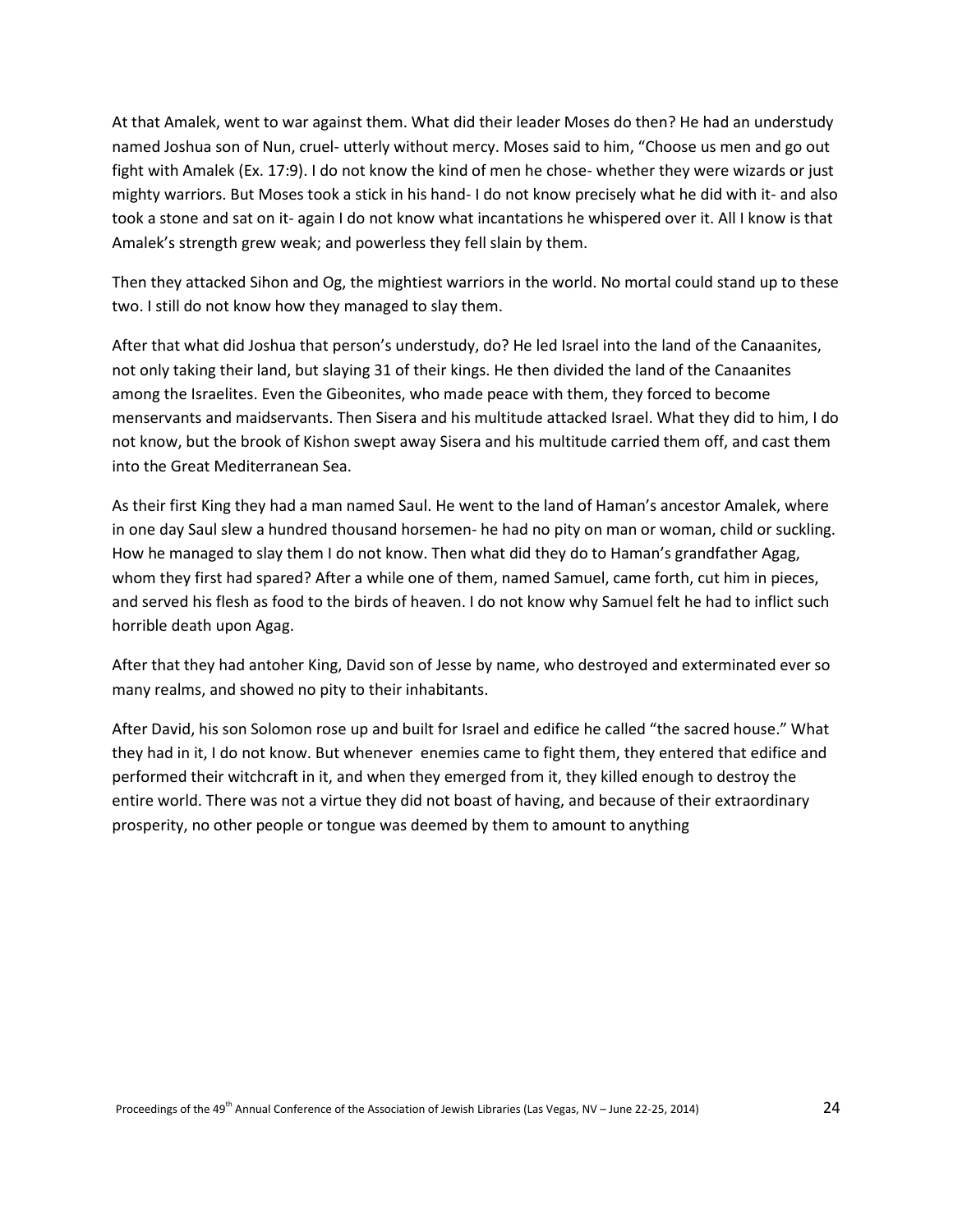At that Amalek, went to war against them. What did their leader Moses do then? He had an understudy named Joshua son of Nun, cruel- utterly without mercy. Moses said to him, "Choose us men and go out fight with Amalek (Ex. 17:9). I do not know the kind of men he chose- whether they were wizards or just mighty warriors. But Moses took a stick in his hand- I do not know precisely what he did with it- and also took a stone and sat on it- again I do not know what incantations he whispered over it. All I know is that Amalek's strength grew weak; and powerless they fell slain by them.

Then they attacked Sihon and Og, the mightiest warriors in the world. No mortal could stand up to these two. I still do not know how they managed to slay them.

After that what did Joshua that person's understudy, do? He led Israel into the land of the Canaanites, not only taking their land, but slaying 31 of their kings. He then divided the land of the Canaanites among the Israelites. Even the Gibeonites, who made peace with them, they forced to become menservants and maidservants. Then Sisera and his multitude attacked Israel. What they did to him, I do not know, but the brook of Kishon swept away Sisera and his multitude carried them off, and cast them into the Great Mediterranean Sea.

As their first King they had a man named Saul. He went to the land of Haman's ancestor Amalek, where in one day Saul slew a hundred thousand horsemen- he had no pity on man or woman, child or suckling. How he managed to slay them I do not know. Then what did they do to Haman's grandfather Agag, whom they first had spared? After a while one of them, named Samuel, came forth, cut him in pieces, and served his flesh as food to the birds of heaven. I do not know why Samuel felt he had to inflict such horrible death upon Agag.

After that they had antoher King, David son of Jesse by name, who destroyed and exterminated ever so many realms, and showed no pity to their inhabitants.

After David, his son Solomon rose up and built for Israel and edifice he called "the sacred house." What they had in it, I do not know. But whenever enemies came to fight them, they entered that edifice and performed their witchcraft in it, and when they emerged from it, they killed enough to destroy the entire world. There was not a virtue they did not boast of having, and because of their extraordinary prosperity, no other people or tongue was deemed by them to amount to anything